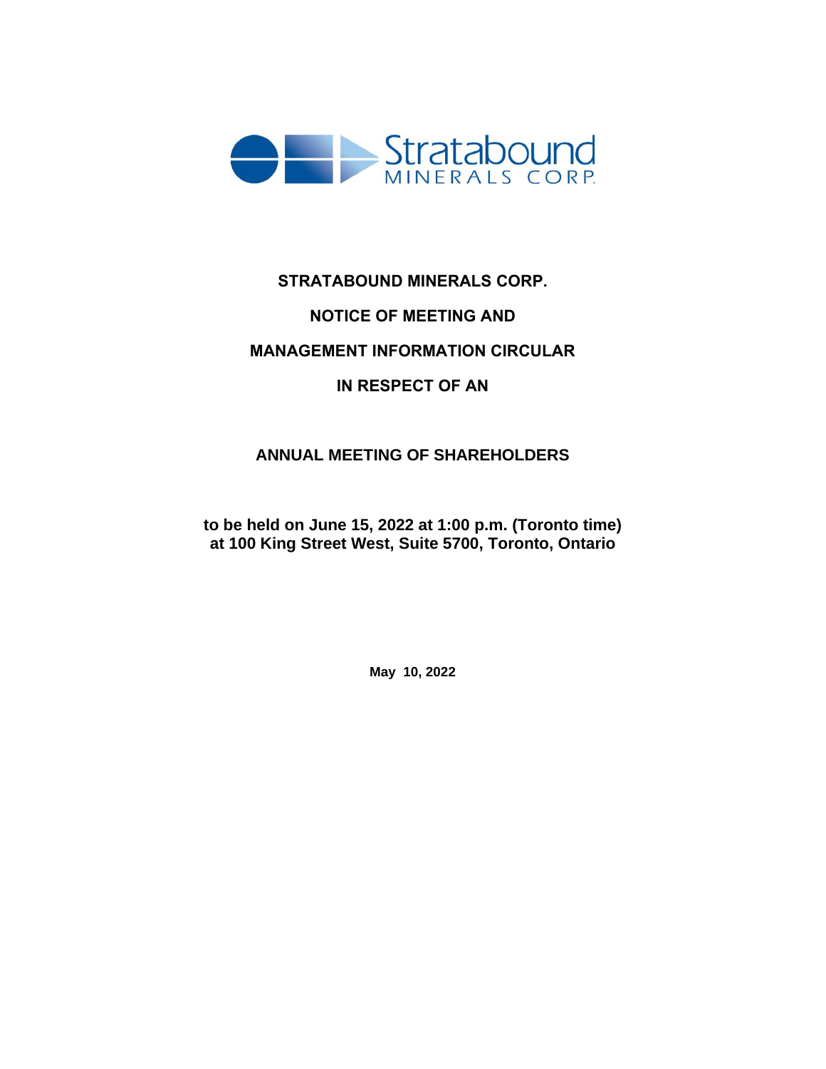# STRATABOUND MINERALS CORP.

# NOTICE OF MEETING AND

# MANAGEMENT INFORMATION CIRCULAR

# IN RESPECT OF AN

# ANNUAL MEETING OF SHAREHOLDERS

**to be held on June 15, 2022 at 1:00 p.m. (Toronto time) at 100 King Street West, Suite 5700, Toronto, Ontario**

**May 10, 2022**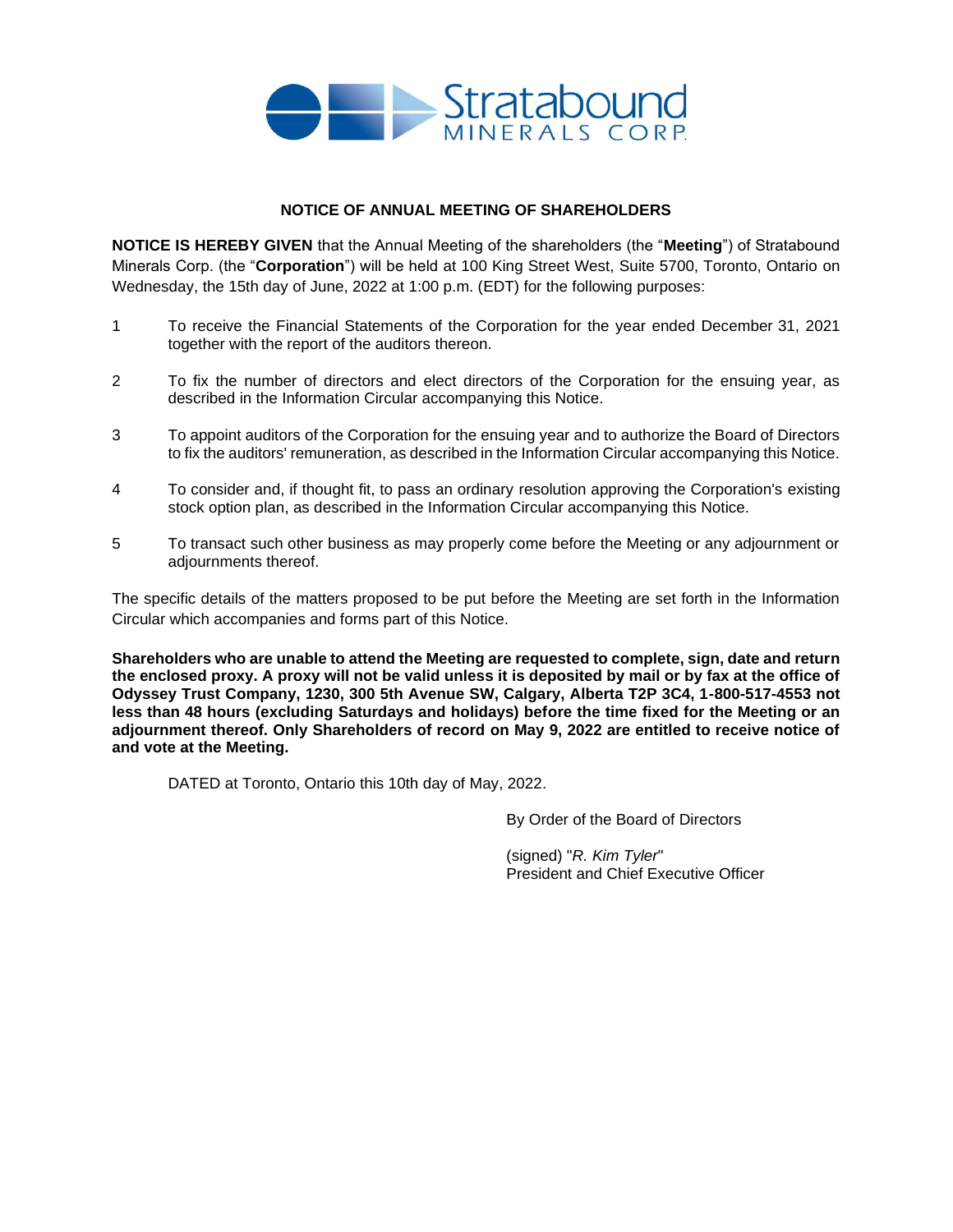Stratabound MINERALS CORP.

## NOTICE OF ANNUAL MEETING OF SHAREHOLDERS

**NOTICE IS HEREBY GIVEN** that the Annual Meeting of the shareholders (the "**Meeting**") of Stratabound Minerals Corp. (the "**Corporation**") will be held at 100 King Street West, Suite 5700, Toronto, Ontario on Wednesday, the 15th day of June, 2022 at 1:00 p.m. (EDT) for the following purposes:

1. To receive the Financial Statements of the Corporation for the year ended December 31, 2021 together with the report of the auditors thereon.
2. To fix the number of directors and elect directors of the Corporation for the ensuing year, as described in the Information Circular accompanying this Notice.
3. To appoint auditors of the Corporation for the ensuing year and to authorize the Board of Directors to fix the auditors' remuneration, as described in the Information Circular accompanying this Notice.
4. To consider and, if thought fit, to pass an ordinary resolution approving the Corporation's existing stock option plan, as described in the Information Circular accompanying this Notice.
5. To transact such other business as may properly come before the Meeting or any adjournment or adjournments thereof.

The specific details of the matters proposed to be put before the Meeting are set forth in the Information Circular which accompanies and forms part of this Notice.

**Shareholders who are unable to attend the Meeting are requested to complete, sign, date and return the enclosed proxy. A proxy will not be valid unless it is deposited by mail or by fax at the office of Odyssey Trust Company, 1230, 300 5th Avenue SW, Calgary, Alberta T2P 3C4, 1-800-517-4553 not less than 48 hours (excluding Saturdays and holidays) before the time fixed for the Meeting or an adjournment thereof. Only Shareholders of record on May 9, 2022 are entitled to receive notice of and vote at the Meeting.**

DATED at Toronto, Ontario this 10th day of May, 2022.

By Order of the Board of Directors

(signed) "*R. Kim Tyler*"
President and Chief Executive Officer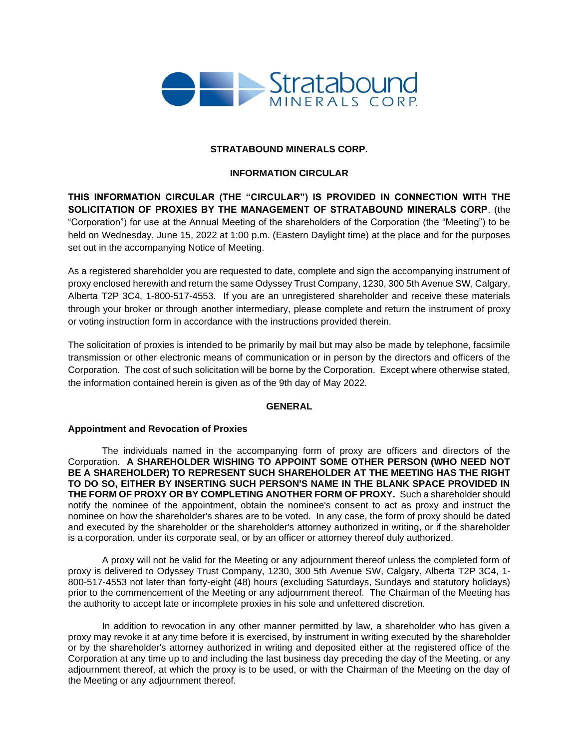**STRATABOUND MINERALS CORP.**

**INFORMATION CIRCULAR**

**THIS INFORMATION CIRCULAR (THE "CIRCULAR") IS PROVIDED IN CONNECTION WITH THE SOLICITATION OF PROXIES BY THE MANAGEMENT OF STRATABOUND MINERALS CORP**. (the "Corporation") for use at the Annual Meeting of the shareholders of the Corporation (the "Meeting") to be held on Wednesday, June 15, 2022 at 1:00 p.m. (Eastern Daylight time) at the place and for the purposes set out in the accompanying Notice of Meeting.

As a registered shareholder you are requested to date, complete and sign the accompanying instrument of proxy enclosed herewith and return the same Odyssey Trust Company, 1230, 300 5th Avenue SW, Calgary, Alberta T2P 3C4, 1-800-517-4553. If you are an unregistered shareholder and receive these materials through your broker or through another intermediary, please complete and return the instrument of proxy or voting instruction form in accordance with the instructions provided therein.

The solicitation of proxies is intended to be primarily by mail but may also be made by telephone, facsimile transmission or other electronic means of communication or in person by the directors and officers of the Corporation. The cost of such solicitation will be borne by the Corporation. Except where otherwise stated, the information contained herein is given as of the 9th day of May 2022.

**GENERAL**

**Appointment and Revocation of Proxies**

The individuals named in the accompanying form of proxy are officers and directors of the Corporation. **A SHAREHOLDER WISHING TO APPOINT SOME OTHER PERSON (WHO NEED NOT BE A SHAREHOLDER) TO REPRESENT SUCH SHAREHOLDER AT THE MEETING HAS THE RIGHT TO DO SO, EITHER BY INSERTING SUCH PERSON'S NAME IN THE BLANK SPACE PROVIDED IN THE FORM OF PROXY OR BY COMPLETING ANOTHER FORM OF PROXY.** Such a shareholder should notify the nominee of the appointment, obtain the nominee's consent to act as proxy and instruct the nominee on how the shareholder's shares are to be voted. In any case, the form of proxy should be dated and executed by the shareholder or the shareholder's attorney authorized in writing, or if the shareholder is a corporation, under its corporate seal, or by an officer or attorney thereof duly authorized.

A proxy will not be valid for the Meeting or any adjournment thereof unless the completed form of proxy is delivered to Odyssey Trust Company, 1230, 300 5th Avenue SW, Calgary, Alberta T2P 3C4, 1-800-517-4553 not later than forty-eight (48) hours (excluding Saturdays, Sundays and statutory holidays) prior to the commencement of the Meeting or any adjournment thereof. The Chairman of the Meeting has the authority to accept late or incomplete proxies in his sole and unfettered discretion.

In addition to revocation in any other manner permitted by law, a shareholder who has given a proxy may revoke it at any time before it is exercised, by instrument in writing executed by the shareholder or by the shareholder's attorney authorized in writing and deposited either at the registered office of the Corporation at any time up to and including the last business day preceding the day of the Meeting, or any adjournment thereof, at which the proxy is to be used, or with the Chairman of the Meeting on the day of the Meeting or any adjournment thereof.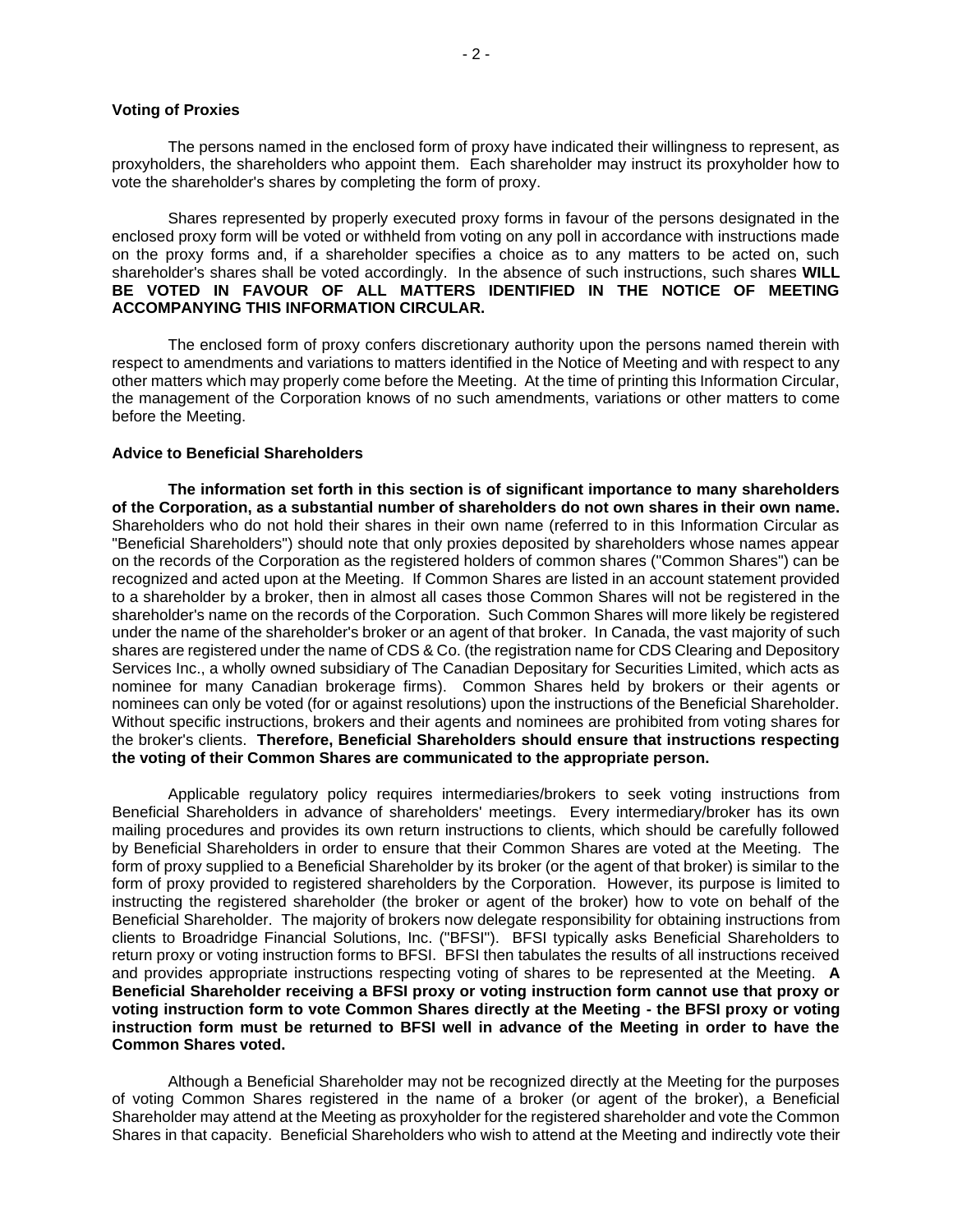### Voting of Proxies

The persons named in the enclosed form of proxy have indicated their willingness to represent, as proxyholders, the shareholders who appoint them. Each shareholder may instruct its proxyholder how to vote the shareholder's shares by completing the form of proxy.

Shares represented by properly executed proxy forms in favour of the persons designated in the enclosed proxy form will be voted or withheld from voting on any poll in accordance with instructions made on the proxy forms and, if a shareholder specifies a choice as to any matters to be acted on, such shareholder's shares shall be voted accordingly. In the absence of such instructions, such shares **WILL BE VOTED IN FAVOUR OF ALL MATTERS IDENTIFIED IN THE NOTICE OF MEETING ACCOMPANYING THIS INFORMATION CIRCULAR.**

The enclosed form of proxy confers discretionary authority upon the persons named therein with respect to amendments and variations to matters identified in the Notice of Meeting and with respect to any other matters which may properly come before the Meeting. At the time of printing this Information Circular, the management of the Corporation knows of no such amendments, variations or other matters to come before the Meeting.

### Advice to Beneficial Shareholders

**The information set forth in this section is of significant importance to many shareholders of the Corporation, as a substantial number of shareholders do not own shares in their own name.** Shareholders who do not hold their shares in their own name (referred to in this Information Circular as "Beneficial Shareholders") should note that only proxies deposited by shareholders whose names appear on the records of the Corporation as the registered holders of common shares ("Common Shares") can be recognized and acted upon at the Meeting. If Common Shares are listed in an account statement provided to a shareholder by a broker, then in almost all cases those Common Shares will not be registered in the shareholder's name on the records of the Corporation. Such Common Shares will more likely be registered under the name of the shareholder's broker or an agent of that broker. In Canada, the vast majority of such shares are registered under the name of CDS & Co. (the registration name for CDS Clearing and Depository Services Inc., a wholly owned subsidiary of The Canadian Depositary for Securities Limited, which acts as nominee for many Canadian brokerage firms). Common Shares held by brokers or their agents or nominees can only be voted (for or against resolutions) upon the instructions of the Beneficial Shareholder. Without specific instructions, brokers and their agents and nominees are prohibited from voting shares for the broker's clients. **Therefore, Beneficial Shareholders should ensure that instructions respecting the voting of their Common Shares are communicated to the appropriate person.**

Applicable regulatory policy requires intermediaries/brokers to seek voting instructions from Beneficial Shareholders in advance of shareholders' meetings. Every intermediary/broker has its own mailing procedures and provides its own return instructions to clients, which should be carefully followed by Beneficial Shareholders in order to ensure that their Common Shares are voted at the Meeting. The form of proxy supplied to a Beneficial Shareholder by its broker (or the agent of that broker) is similar to the form of proxy provided to registered shareholders by the Corporation. However, its purpose is limited to instructing the registered shareholder (the broker or agent of the broker) how to vote on behalf of the Beneficial Shareholder. The majority of brokers now delegate responsibility for obtaining instructions from clients to Broadridge Financial Solutions, Inc. ("BFSI"). BFSI typically asks Beneficial Shareholders to return proxy or voting instruction forms to BFSI. BFSI then tabulates the results of all instructions received and provides appropriate instructions respecting voting of shares to be represented at the Meeting. **A Beneficial Shareholder receiving a BFSI proxy or voting instruction form cannot use that proxy or voting instruction form to vote Common Shares directly at the Meeting - the BFSI proxy or voting instruction form must be returned to BFSI well in advance of the Meeting in order to have the Common Shares voted.**

Although a Beneficial Shareholder may not be recognized directly at the Meeting for the purposes of voting Common Shares registered in the name of a broker (or agent of the broker), a Beneficial Shareholder may attend at the Meeting as proxyholder for the registered shareholder and vote the Common Shares in that capacity. Beneficial Shareholders who wish to attend at the Meeting and indirectly vote their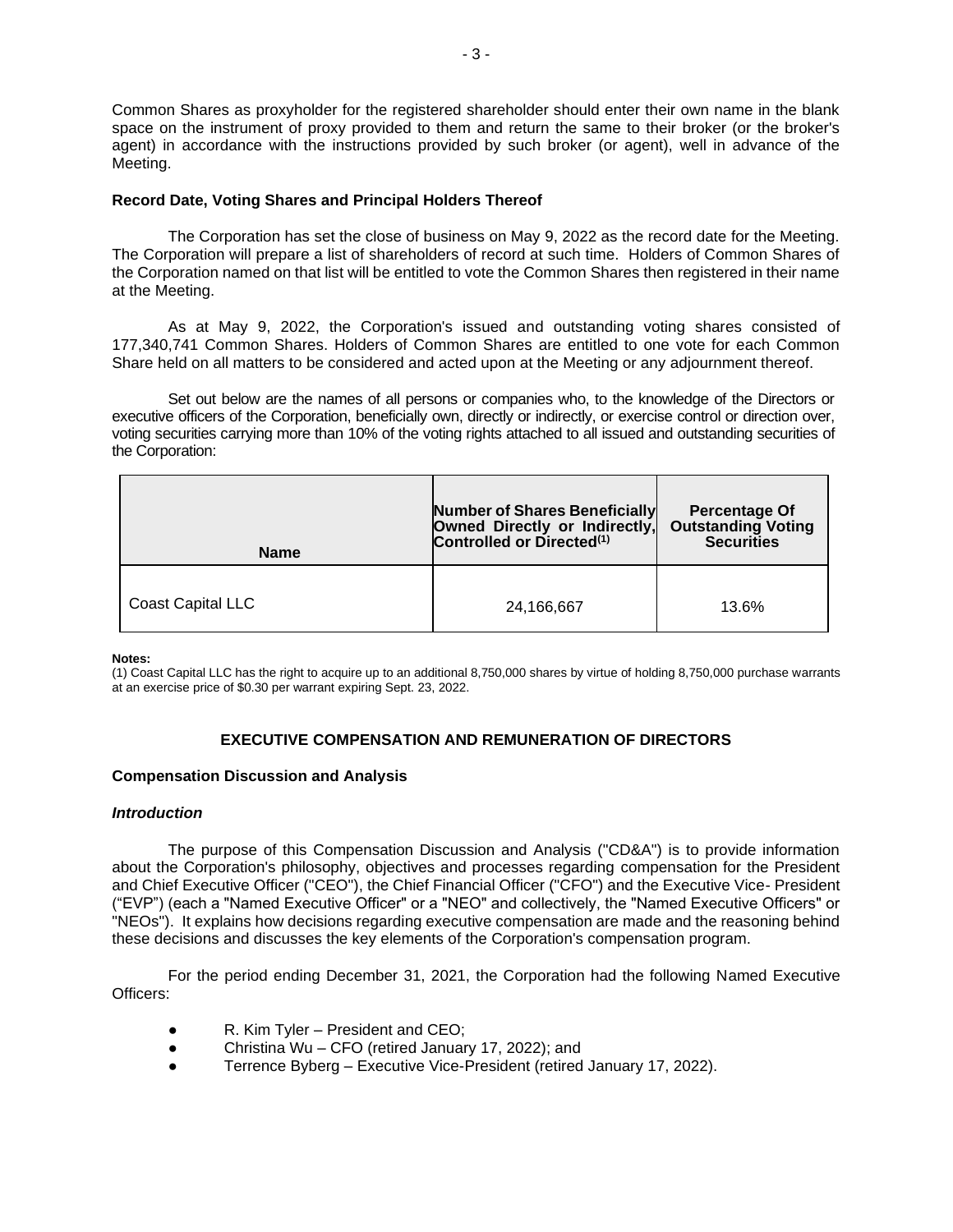Common Shares as proxyholder for the registered shareholder should enter their own name in the blank space on the instrument of proxy provided to them and return the same to their broker (or the broker's agent) in accordance with the instructions provided by such broker (or agent), well in advance of the Meeting.

### Record Date, Voting Shares and Principal Holders Thereof

The Corporation has set the close of business on May 9, 2022 as the record date for the Meeting. The Corporation will prepare a list of shareholders of record at such time. Holders of Common Shares of the Corporation named on that list will be entitled to vote the Common Shares then registered in their name at the Meeting.

As at May 9, 2022, the Corporation's issued and outstanding voting shares consisted of 177,340,741 Common Shares. Holders of Common Shares are entitled to one vote for each Common Share held on all matters to be considered and acted upon at the Meeting or any adjournment thereof.

Set out below are the names of all persons or companies who, to the knowledge of the Directors or executive officers of the Corporation, beneficially own, directly or indirectly, or exercise control or direction over, voting securities carrying more than 10% of the voting rights attached to all issued and outstanding securities of the Corporation:

| Name | Number of Shares Beneficially Owned Directly or Indirectly, Controlled or Directed(1) | Percentage Of Outstanding Voting Securities |
|---|---|---|
| Coast Capital LLC | 24,166,667 | 13.6% |

**Notes:**

(1) Coast Capital LLC has the right to acquire up to an additional 8,750,000 shares by virtue of holding 8,750,000 purchase warrants at an exercise price of $0.30 per warrant expiring Sept. 23, 2022.

## EXECUTIVE COMPENSATION AND REMUNERATION OF DIRECTORS

### Compensation Discussion and Analysis

#### *Introduction*

The purpose of this Compensation Discussion and Analysis ("CD&A") is to provide information about the Corporation's philosophy, objectives and processes regarding compensation for the President and Chief Executive Officer ("CEO"), the Chief Financial Officer ("CFO") and the Executive Vice- President ("EVP") (each a "Named Executive Officer" or a "NEO" and collectively, the "Named Executive Officers" or "NEOs"). It explains how decisions regarding executive compensation are made and the reasoning behind these decisions and discusses the key elements of the Corporation's compensation program.

For the period ending December 31, 2021, the Corporation had the following Named Executive Officers:

- R. Kim Tyler – President and CEO;
- Christina Wu – CFO (retired January 17, 2022); and
- Terrence Byberg – Executive Vice-President (retired January 17, 2022).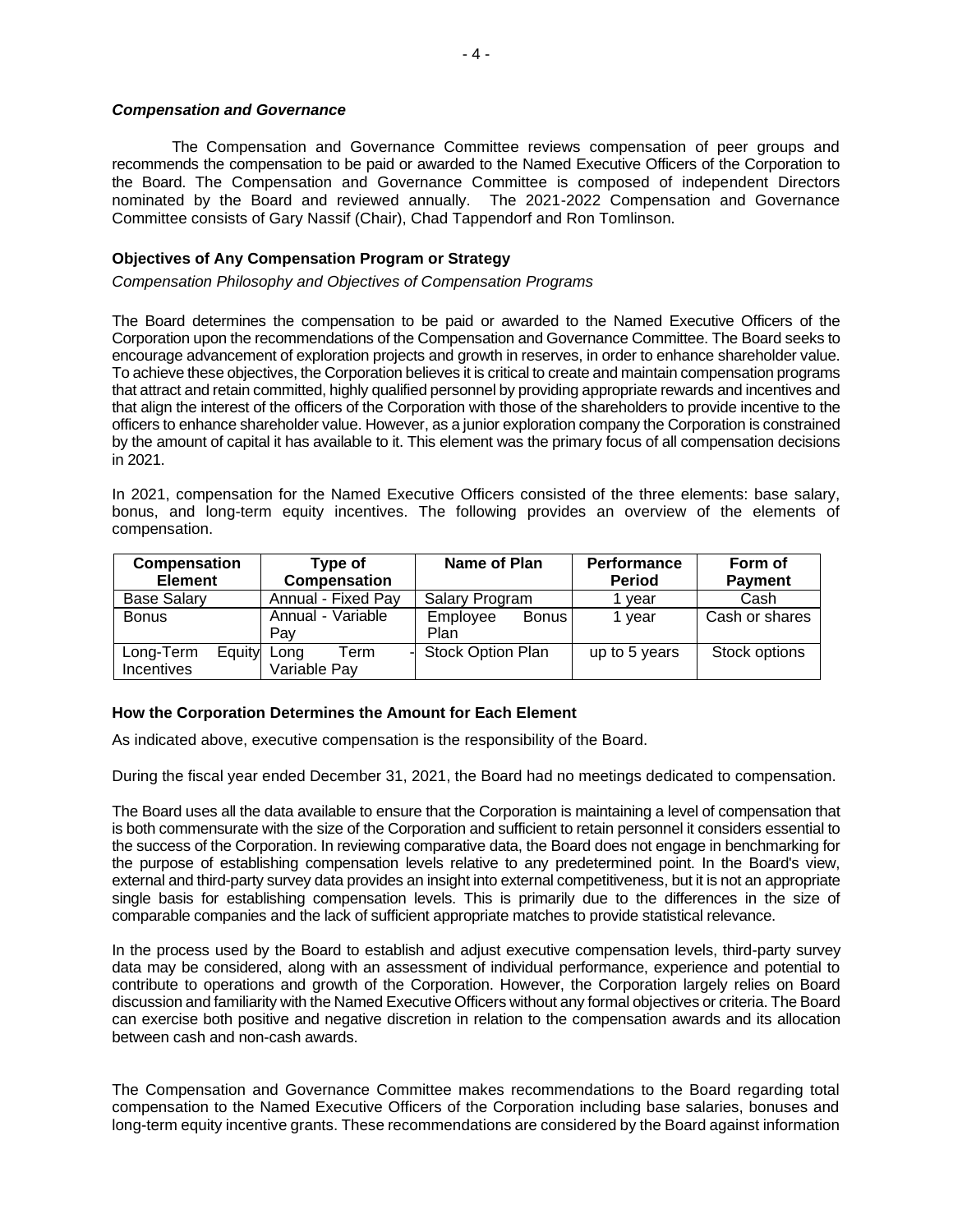### *Compensation and Governance*

The Compensation and Governance Committee reviews compensation of peer groups and recommends the compensation to be paid or awarded to the Named Executive Officers of the Corporation to the Board. The Compensation and Governance Committee is composed of independent Directors nominated by the Board and reviewed annually. The 2021-2022 Compensation and Governance Committee consists of Gary Nassif (Chair), Chad Tappendorf and Ron Tomlinson.

### **Objectives of Any Compensation Program or Strategy**

*Compensation Philosophy and Objectives of Compensation Programs*

The Board determines the compensation to be paid or awarded to the Named Executive Officers of the Corporation upon the recommendations of the Compensation and Governance Committee. The Board seeks to encourage advancement of exploration projects and growth in reserves, in order to enhance shareholder value. To achieve these objectives, the Corporation believes it is critical to create and maintain compensation programs that attract and retain committed, highly qualified personnel by providing appropriate rewards and incentives and that align the interest of the officers of the Corporation with those of the shareholders to provide incentive to the officers to enhance shareholder value. However, as a junior exploration company the Corporation is constrained by the amount of capital it has available to it. This element was the primary focus of all compensation decisions in 2021.

In 2021, compensation for the Named Executive Officers consisted of the three elements: base salary, bonus, and long-term equity incentives. The following provides an overview of the elements of compensation.

| Compensation Element | Type of Compensation | Name of Plan | Performance Period | Form of Payment |
|---|---|---|---|---|
| Base Salary | Annual - Fixed Pay | Salary Program | 1 year | Cash |
| Bonus | Annual - Variable Pay | Employee Bonus Plan | 1 year | Cash or shares |
| Long-Term Equity Incentives | Long Term - Variable Pay | Stock Option Plan | up to 5 years | Stock options |

### **How the Corporation Determines the Amount for Each Element**

As indicated above, executive compensation is the responsibility of the Board.

During the fiscal year ended December 31, 2021, the Board had no meetings dedicated to compensation.

The Board uses all the data available to ensure that the Corporation is maintaining a level of compensation that is both commensurate with the size of the Corporation and sufficient to retain personnel it considers essential to the success of the Corporation. In reviewing comparative data, the Board does not engage in benchmarking for the purpose of establishing compensation levels relative to any predetermined point. In the Board's view, external and third-party survey data provides an insight into external competitiveness, but it is not an appropriate single basis for establishing compensation levels. This is primarily due to the differences in the size of comparable companies and the lack of sufficient appropriate matches to provide statistical relevance.

In the process used by the Board to establish and adjust executive compensation levels, third-party survey data may be considered, along with an assessment of individual performance, experience and potential to contribute to operations and growth of the Corporation. However, the Corporation largely relies on Board discussion and familiarity with the Named Executive Officers without any formal objectives or criteria. The Board can exercise both positive and negative discretion in relation to the compensation awards and its allocation between cash and non-cash awards.

The Compensation and Governance Committee makes recommendations to the Board regarding total compensation to the Named Executive Officers of the Corporation including base salaries, bonuses and long-term equity incentive grants. These recommendations are considered by the Board against information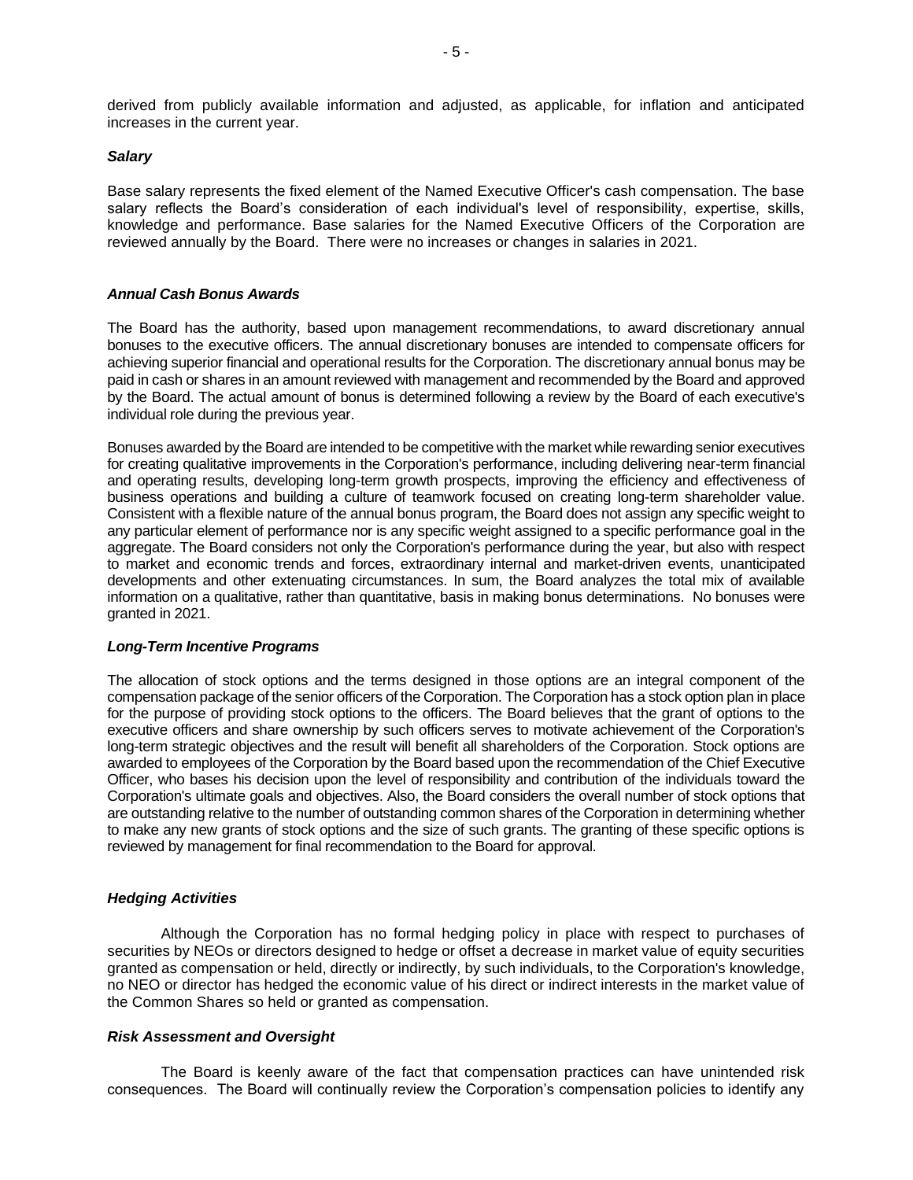derived from publicly available information and adjusted, as applicable, for inflation and anticipated increases in the current year.

### *Salary*

Base salary represents the fixed element of the Named Executive Officer's cash compensation. The base salary reflects the Board's consideration of each individual's level of responsibility, expertise, skills, knowledge and performance. Base salaries for the Named Executive Officers of the Corporation are reviewed annually by the Board. There were no increases or changes in salaries in 2021.

### *Annual Cash Bonus Awards*

The Board has the authority, based upon management recommendations, to award discretionary annual bonuses to the executive officers. The annual discretionary bonuses are intended to compensate officers for achieving superior financial and operational results for the Corporation. The discretionary annual bonus may be paid in cash or shares in an amount reviewed with management and recommended by the Board and approved by the Board. The actual amount of bonus is determined following a review by the Board of each executive's individual role during the previous year.

Bonuses awarded by the Board are intended to be competitive with the market while rewarding senior executives for creating qualitative improvements in the Corporation's performance, including delivering near-term financial and operating results, developing long-term growth prospects, improving the efficiency and effectiveness of business operations and building a culture of teamwork focused on creating long-term shareholder value. Consistent with a flexible nature of the annual bonus program, the Board does not assign any specific weight to any particular element of performance nor is any specific weight assigned to a specific performance goal in the aggregate. The Board considers not only the Corporation's performance during the year, but also with respect to market and economic trends and forces, extraordinary internal and market-driven events, unanticipated developments and other extenuating circumstances. In sum, the Board analyzes the total mix of available information on a qualitative, rather than quantitative, basis in making bonus determinations. No bonuses were granted in 2021.

### *Long-Term Incentive Programs*

The allocation of stock options and the terms designed in those options are an integral component of the compensation package of the senior officers of the Corporation. The Corporation has a stock option plan in place for the purpose of providing stock options to the officers. The Board believes that the grant of options to the executive officers and share ownership by such officers serves to motivate achievement of the Corporation's long-term strategic objectives and the result will benefit all shareholders of the Corporation. Stock options are awarded to employees of the Corporation by the Board based upon the recommendation of the Chief Executive Officer, who bases his decision upon the level of responsibility and contribution of the individuals toward the Corporation's ultimate goals and objectives. Also, the Board considers the overall number of stock options that are outstanding relative to the number of outstanding common shares of the Corporation in determining whether to make any new grants of stock options and the size of such grants. The granting of these specific options is reviewed by management for final recommendation to the Board for approval.

### *Hedging Activities*

Although the Corporation has no formal hedging policy in place with respect to purchases of securities by NEOs or directors designed to hedge or offset a decrease in market value of equity securities granted as compensation or held, directly or indirectly, by such individuals, to the Corporation's knowledge, no NEO or director has hedged the economic value of his direct or indirect interests in the market value of the Common Shares so held or granted as compensation.

### *Risk Assessment and Oversight*

The Board is keenly aware of the fact that compensation practices can have unintended risk consequences. The Board will continually review the Corporation's compensation policies to identify any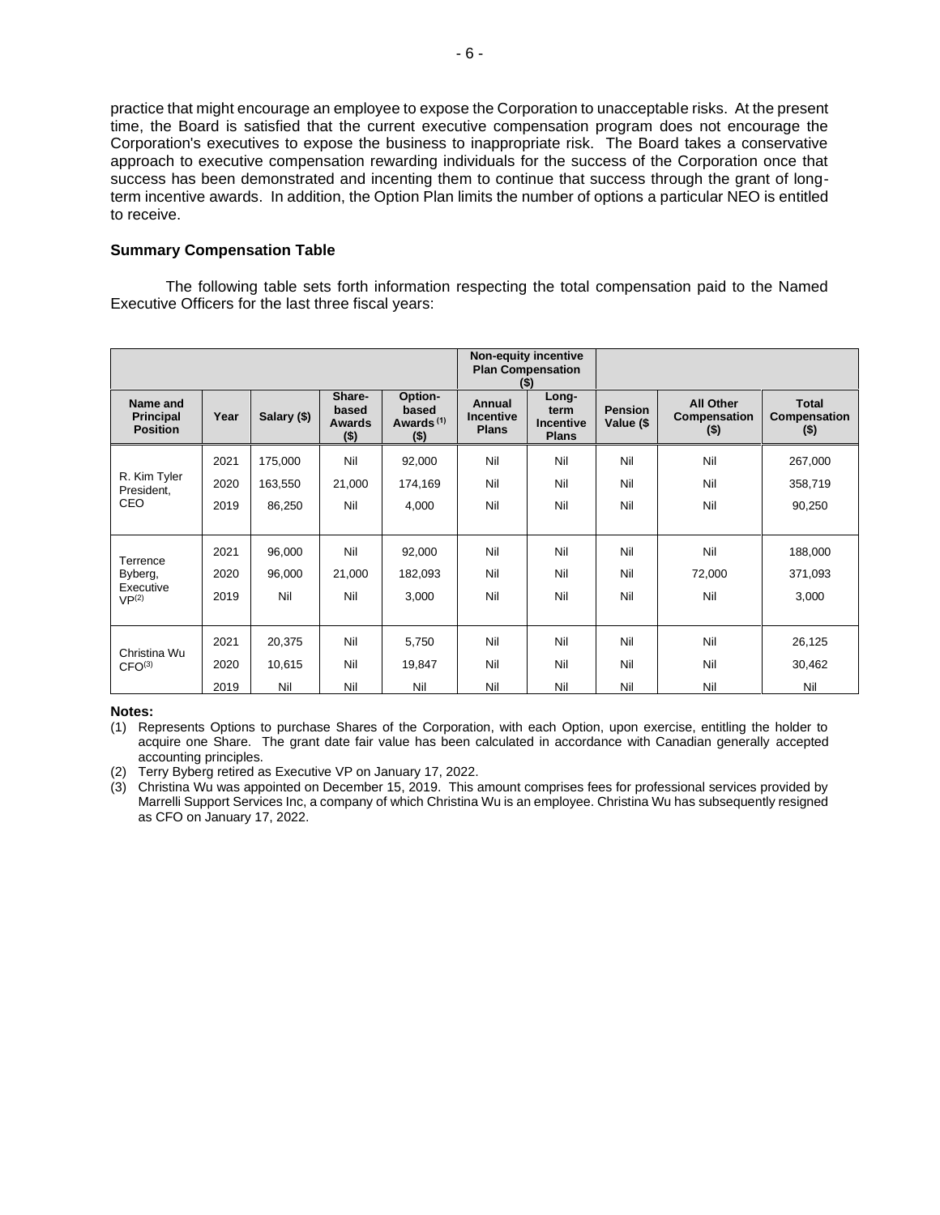practice that might encourage an employee to expose the Corporation to unacceptable risks. At the present time, the Board is satisfied that the current executive compensation program does not encourage the Corporation's executives to expose the business to inappropriate risk. The Board takes a conservative approach to executive compensation rewarding individuals for the success of the Corporation once that success has been demonstrated and incenting them to continue that success through the grant of long-term incentive awards. In addition, the Option Plan limits the number of options a particular NEO is entitled to receive.

### Summary Compensation Table

The following table sets forth information respecting the total compensation paid to the Named Executive Officers for the last three fiscal years:

| | | | | | Non-equity incentive Plan Compensation ($) | | | | |
|---|---|---|---|---|---|---|---|---|---|
| **Name and Principal Position** | **Year** | **Salary ($)** | **Share-based Awards ($)** | **Option-based Awards (1) ($)** | **Annual Incentive Plans** | **Long-term Incentive Plans** | **Pension Value ($** | **All Other Compensation ($)** | **Total Compensation ($)** |
| R. Kim Tyler President, CEO | 2021 | 175,000 | Nil | 92,000 | Nil | Nil | Nil | Nil | 267,000 |
| | 2020 | 163,550 | 21,000 | 174,169 | Nil | Nil | Nil | Nil | 358,719 |
| | 2019 | 86,250 | Nil | 4,000 | Nil | Nil | Nil | Nil | 90,250 |
| Terrence Byberg, Executive VP(2) | 2021 | 96,000 | Nil | 92,000 | Nil | Nil | Nil | Nil | 188,000 |
| | 2020 | 96,000 | 21,000 | 182,093 | Nil | Nil | Nil | 72,000 | 371,093 |
| | 2019 | Nil | Nil | 3,000 | Nil | Nil | Nil | Nil | 3,000 |
| Christina Wu CFO(3) | 2021 | 20,375 | Nil | 5,750 | Nil | Nil | Nil | Nil | 26,125 |
| | 2020 | 10,615 | Nil | 19,847 | Nil | Nil | Nil | Nil | 30,462 |
| | 2019 | Nil | Nil | Nil | Nil | Nil | Nil | Nil | Nil |

**Notes:**

(1) Represents Options to purchase Shares of the Corporation, with each Option, upon exercise, entitling the holder to acquire one Share. The grant date fair value has been calculated in accordance with Canadian generally accepted accounting principles.

(2) Terry Byberg retired as Executive VP on January 17, 2022.

(3) Christina Wu was appointed on December 15, 2019. This amount comprises fees for professional services provided by Marrelli Support Services Inc, a company of which Christina Wu is an employee. Christina Wu has subsequently resigned as CFO on January 17, 2022.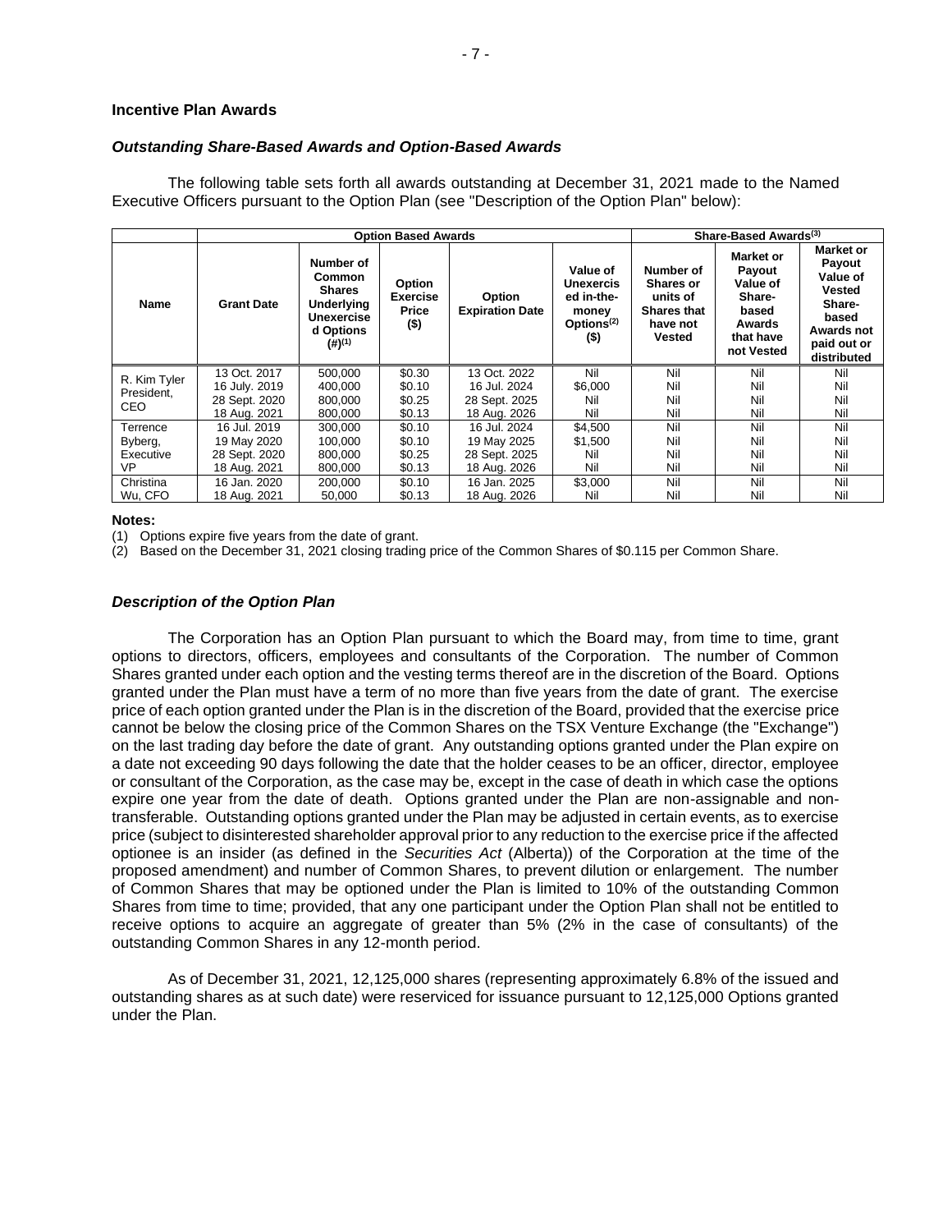## Incentive Plan Awards

### *Outstanding Share-Based Awards and Option-Based Awards*

The following table sets forth all awards outstanding at December 31, 2021 made to the Named Executive Officers pursuant to the Option Plan (see "Description of the Option Plan" below):

| | Option Based Awards | | | | | Share-Based Awards[3] | | |
|---|---|---|---|---|---|---|---|---|
| **Name** | **Grant Date** | **Number of Common Shares Underlying Unexercised Options (#)[1]** | **Option Exercise Price ($)** | **Option Expiration Date** | **Value of Unexercised in-the-money Options[2] ($)** | **Number of Shares or units of Shares that have not Vested** | **Market or Payout Value of Share-based Awards that have not Vested** | **Market or Payout Value of Vested Share-based Awards not paid out or distributed** |
| R. Kim Tyler President, CEO | 13 Oct. 2017<br>16 July. 2019<br>28 Sept. 2020<br>18 Aug. 2021 | 500,000<br>400,000<br>800,000<br>800,000 | \$0.30<br>\$0.10<br>\$0.25<br>\$0.13 | 13 Oct. 2022<br>16 Jul. 2024<br>28 Sept. 2025<br>18 Aug. 2026 | Nil<br>\$6,000<br>Nil<br>Nil | Nil<br>Nil<br>Nil<br>Nil | Nil<br>Nil<br>Nil<br>Nil | Nil<br>Nil<br>Nil<br>Nil |
| Terrence Byberg, Executive VP | 16 Jul. 2019<br>19 May 2020<br>28 Sept. 2020<br>18 Aug. 2021 | 300,000<br>100,000<br>800,000<br>800,000 | \$0.10<br>\$0.10<br>\$0.25<br>\$0.13 | 16 Jul. 2024<br>19 May 2025<br>28 Sept. 2025<br>18 Aug. 2026 | \$4,500<br>\$1,500<br>Nil<br>Nil | Nil<br>Nil<br>Nil<br>Nil | Nil<br>Nil<br>Nil<br>Nil | Nil<br>Nil<br>Nil<br>Nil |
| Christina Wu, CFO | 16 Jan. 2020<br>18 Aug. 2021 | 200,000<br>50,000 | \$0.10<br>\$0.13 | 16 Jan. 2025<br>18 Aug. 2026 | \$3,000<br>Nil | Nil<br>Nil | Nil<br>Nil | Nil<br>Nil |

**Notes:**

(1) Options expire five years from the date of grant.

(2) Based on the December 31, 2021 closing trading price of the Common Shares of \$0.115 per Common Share.

### *Description of the Option Plan*

The Corporation has an Option Plan pursuant to which the Board may, from time to time, grant options to directors, officers, employees and consultants of the Corporation. The number of Common Shares granted under each option and the vesting terms thereof are in the discretion of the Board. Options granted under the Plan must have a term of no more than five years from the date of grant. The exercise price of each option granted under the Plan is in the discretion of the Board, provided that the exercise price cannot be below the closing price of the Common Shares on the TSX Venture Exchange (the "Exchange") on the last trading day before the date of grant. Any outstanding options granted under the Plan expire on a date not exceeding 90 days following the date that the holder ceases to be an officer, director, employee or consultant of the Corporation, as the case may be, except in the case of death in which case the options expire one year from the date of death. Options granted under the Plan are non-assignable and non-transferable. Outstanding options granted under the Plan may be adjusted in certain events, as to exercise price (subject to disinterested shareholder approval prior to any reduction to the exercise price if the affected optionee is an insider (as defined in the *Securities Act* (Alberta)) of the Corporation at the time of the proposed amendment) and number of Common Shares, to prevent dilution or enlargement. The number of Common Shares that may be optioned under the Plan is limited to 10% of the outstanding Common Shares from time to time; provided, that any one participant under the Option Plan shall not be entitled to receive options to acquire an aggregate of greater than 5% (2% in the case of consultants) of the outstanding Common Shares in any 12-month period.

As of December 31, 2021, 12,125,000 shares (representing approximately 6.8% of the issued and outstanding shares as at such date) were reserviced for issuance pursuant to 12,125,000 Options granted under the Plan.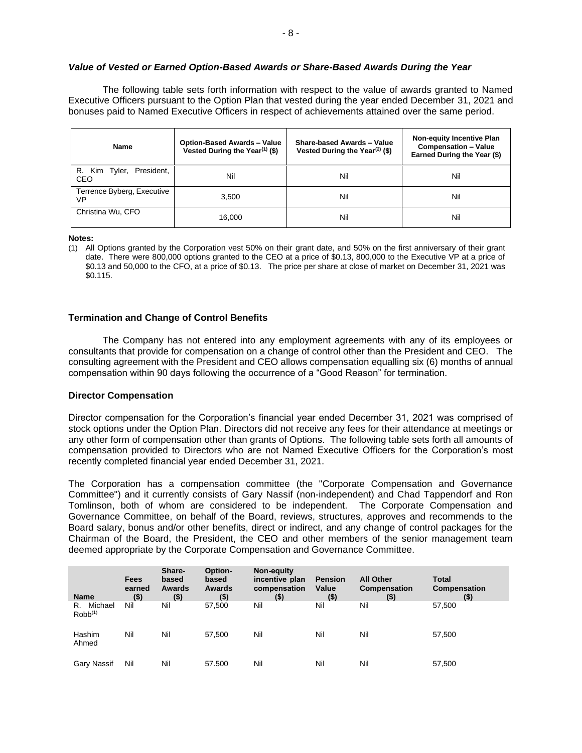### *Value of Vested or Earned Option-Based Awards or Share-Based Awards During the Year*

The following table sets forth information with respect to the value of awards granted to Named Executive Officers pursuant to the Option Plan that vested during the year ended December 31, 2021 and bonuses paid to Named Executive Officers in respect of achievements attained over the same period.

| Name | Option-Based Awards – Value Vested During the Year[(1)] ($) | Share-based Awards – Value Vested During the Year[(2)] ($) | Non-equity Incentive Plan Compensation – Value Earned During the Year ($) |
|---|---|---|---|
| R. Kim Tyler, President, CEO | Nil | Nil | Nil |
| Terrence Byberg, Executive VP | 3,500 | Nil | Nil |
| Christina Wu, CFO | 16,000 | Nil | Nil |

**Notes:**

(1) All Options granted by the Corporation vest 50% on their grant date, and 50% on the first anniversary of their grant date. There were 800,000 options granted to the CEO at a price of $0.13, 800,000 to the Executive VP at a price of $0.13 and 50,000 to the CFO, at a price of $0.13. The price per share at close of market on December 31, 2021 was $0.115.

### Termination and Change of Control Benefits

The Company has not entered into any employment agreements with any of its employees or consultants that provide for compensation on a change of control other than the President and CEO. The consulting agreement with the President and CEO allows compensation equalling six (6) months of annual compensation within 90 days following the occurrence of a "Good Reason" for termination.

### Director Compensation

Director compensation for the Corporation's financial year ended December 31, 2021 was comprised of stock options under the Option Plan. Directors did not receive any fees for their attendance at meetings or any other form of compensation other than grants of Options. The following table sets forth all amounts of compensation provided to Directors who are not Named Executive Officers for the Corporation's most recently completed financial year ended December 31, 2021.

The Corporation has a compensation committee (the "Corporate Compensation and Governance Committee") and it currently consists of Gary Nassif (non-independent) and Chad Tappendorf and Ron Tomlinson, both of whom are considered to be independent. The Corporate Compensation and Governance Committee, on behalf of the Board, reviews, structures, approves and recommends to the Board salary, bonus and/or other benefits, direct or indirect, and any change of control packages for the Chairman of the Board, the President, the CEO and other members of the senior management team deemed appropriate by the Corporate Compensation and Governance Committee.

| Name | Fees earned ($) | Share-based Awards ($) | Option-based Awards ($) | Non-equity incentive plan compensation ($) | Pension Value ($) | All Other Compensation ($) | Total Compensation ($) |
|---|---|---|---|---|---|---|---|
| R. Michael Robb[(1)] | Nil | Nil | 57,500 | Nil | Nil | Nil | 57,500 |
| Hashim Ahmed | Nil | Nil | 57,500 | Nil | Nil | Nil | 57,500 |
| Gary Nassif | Nil | Nil | 57.500 | Nil | Nil | Nil | 57,500 |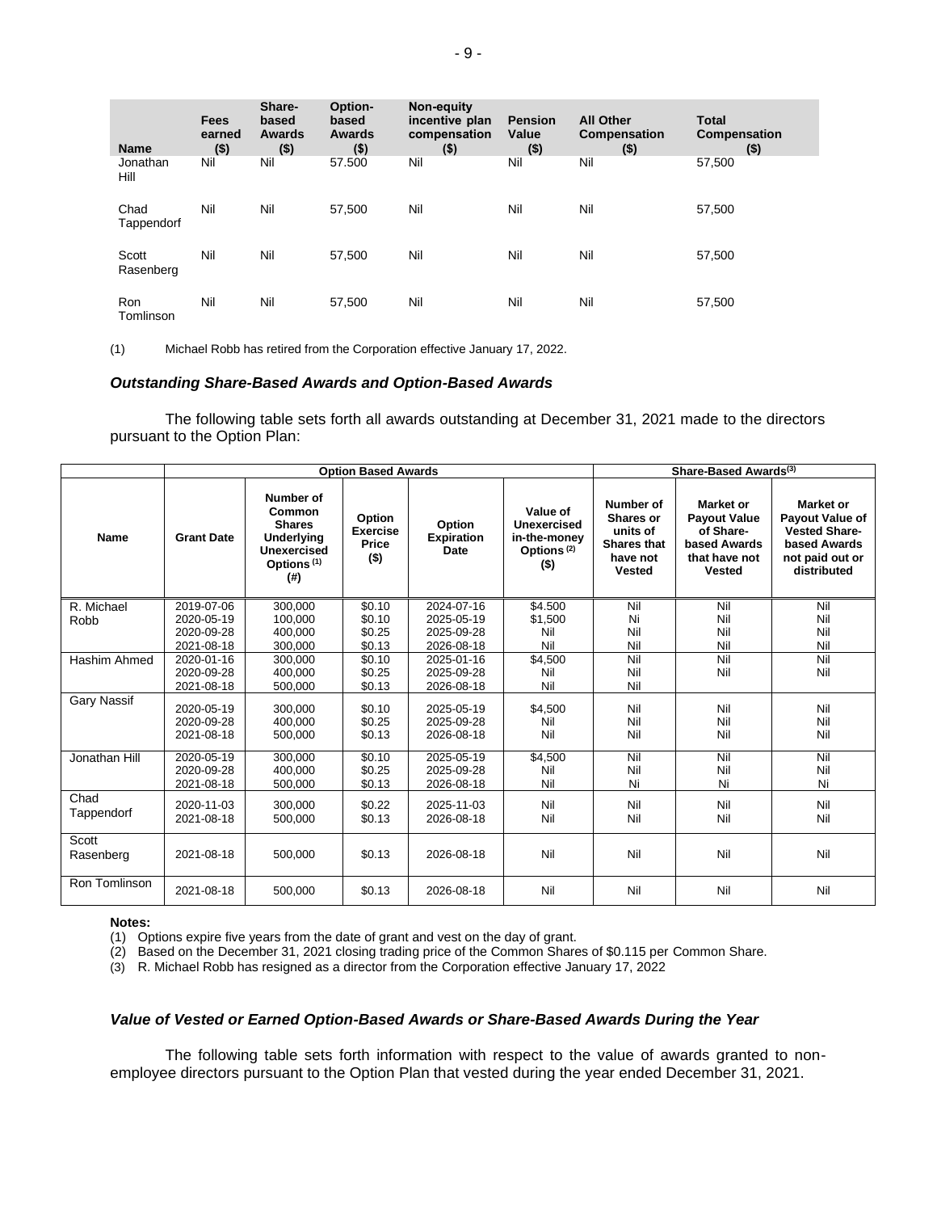| Name | Fees earned ($) | Share-based Awards ($) | Option-based Awards ($) | Non-equity incentive plan compensation ($) | Pension Value ($) | All Other Compensation ($) | Total Compensation ($) |
|---|---|---|---|---|---|---|---|
| Jonathan Hill | Nil | Nil | 57.500 | Nil | Nil | Nil | 57,500 |
| Chad Tappendorf | Nil | Nil | 57,500 | Nil | Nil | Nil | 57,500 |
| Scott Rasenberg | Nil | Nil | 57,500 | Nil | Nil | Nil | 57,500 |
| Ron Tomlinson | Nil | Nil | 57,500 | Nil | Nil | Nil | 57,500 |

(1) Michael Robb has retired from the Corporation effective January 17, 2022.

### *Outstanding Share-Based Awards and Option-Based Awards*

The following table sets forth all awards outstanding at December 31, 2021 made to the directors pursuant to the Option Plan:

| | Option Based Awards | | | | | Share-Based Awards[(3)] | | |
|---|---|---|---|---|---|---|---|---|
| Name | Grant Date | Number of Common Shares Underlying Unexercised Options[(1)] (#) | Option Exercise Price ($) | Option Expiration Date | Value of Unexercised in-the-money Options[(2)] ($) | Number of Shares or units of Shares that have not Vested | Market or Payout Value of Share-based Awards that have not Vested | Market or Payout Value of Vested Share-based Awards not paid out or distributed |
| R. Michael Robb | 2019-07-06<br>2020-05-19<br>2020-09-28<br>2021-08-18 | 300,000<br>100,000<br>400,000<br>300,000 | $0.10<br>$0.10<br>$0.25<br>$0.13 | 2024-07-16<br>2025-05-19<br>2025-09-28<br>2026-08-18 | $4.500<br>$1,500<br>Nil<br>Nil | Nil<br>Ni<br>Nil<br>Nil | Nil<br>Nil<br>Nil<br>Nil | Nil<br>Nil<br>Nil<br>Nil |
| Hashim Ahmed | 2020-01-16<br>2020-09-28<br>2021-08-18 | 300,000<br>400,000<br>500,000 | $0.10<br>$0.25<br>$0.13 | 2025-01-16<br>2025-09-28<br>2026-08-18 | $4,500<br>Nil<br>Nil | Nil<br>Nil<br>Nil | Nil<br>Nil | Nil<br>Nil |
| Gary Nassif | 2020-05-19<br>2020-09-28<br>2021-08-18 | 300,000<br>400,000<br>500,000 | $0.10<br>$0.25<br>$0.13 | 2025-05-19<br>2025-09-28<br>2026-08-18 | $4,500<br>Nil<br>Nil | Nil<br>Nil<br>Nil | Nil<br>Nil<br>Nil | Nil<br>Nil<br>Nil |
| Jonathan Hill | 2020-05-19<br>2020-09-28<br>2021-08-18 | 300,000<br>400,000<br>500,000 | $0.10<br>$0.25<br>$0.13 | 2025-05-19<br>2025-09-28<br>2026-08-18 | $4,500<br>Nil<br>Nil | Nil<br>Nil<br>Ni | Nil<br>Nil<br>Ni | Nil<br>Nil<br>Ni |
| Chad Tappendorf | 2020-11-03<br>2021-08-18 | 300,000<br>500,000 | $0.22<br>$0.13 | 2025-11-03<br>2026-08-18 | Nil<br>Nil | Nil<br>Nil | Nil<br>Nil | Nil<br>Nil |
| Scott Rasenberg | 2021-08-18 | 500,000 | $0.13 | 2026-08-18 | Nil | Nil | Nil | Nil |
| Ron Tomlinson | 2021-08-18 | 500,000 | $0.13 | 2026-08-18 | Nil | Nil | Nil | Nil |

**Notes:**

(1) Options expire five years from the date of grant and vest on the day of grant.

(2) Based on the December 31, 2021 closing trading price of the Common Shares of $0.115 per Common Share.

(3) R. Michael Robb has resigned as a director from the Corporation effective January 17, 2022

### *Value of Vested or Earned Option-Based Awards or Share-Based Awards During the Year*

The following table sets forth information with respect to the value of awards granted to non-employee directors pursuant to the Option Plan that vested during the year ended December 31, 2021.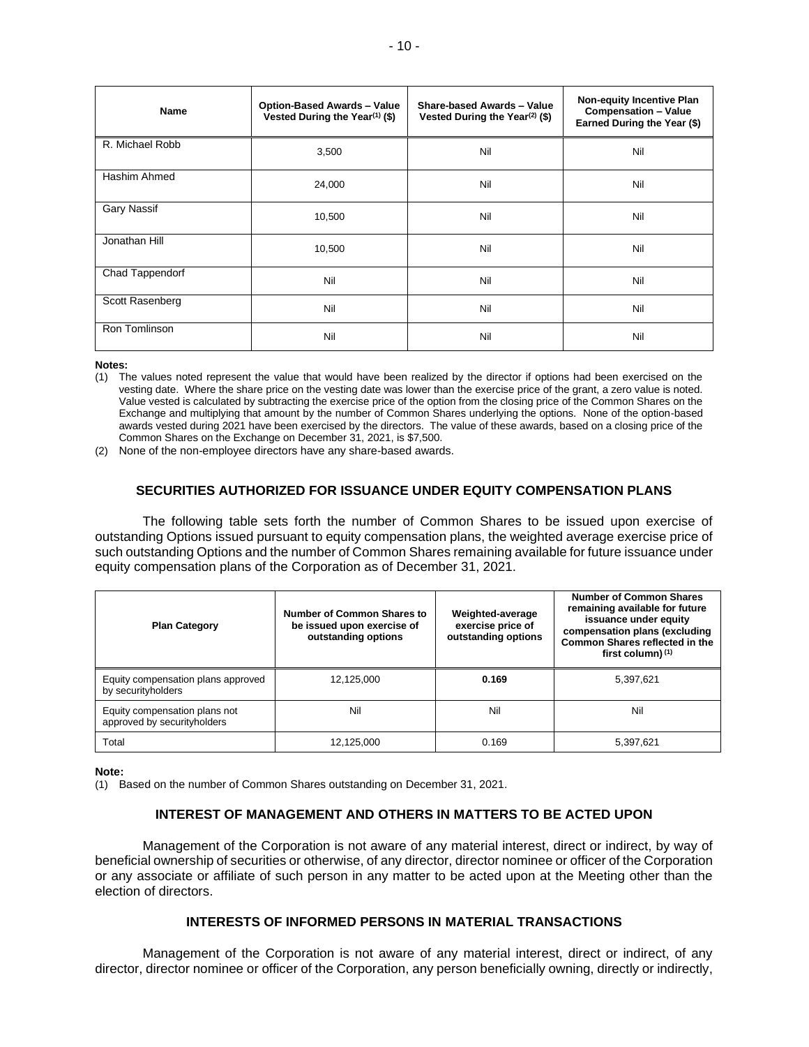| Name | Option-Based Awards – Value Vested During the Year[(1)] ($) | Share-based Awards – Value Vested During the Year[(2)] ($) | Non-equity Incentive Plan Compensation – Value Earned During the Year ($) |
|---|---|---|---|
| R. Michael Robb | 3,500 | Nil | Nil |
| Hashim Ahmed | 24,000 | Nil | Nil |
| Gary Nassif | 10,500 | Nil | Nil |
| Jonathan Hill | 10,500 | Nil | Nil |
| Chad Tappendorf | Nil | Nil | Nil |
| Scott Rasenberg | Nil | Nil | Nil |
| Ron Tomlinson | Nil | Nil | Nil |

**Notes:**

(1) The values noted represent the value that would have been realized by the director if options had been exercised on the vesting date. Where the share price on the vesting date was lower than the exercise price of the grant, a zero value is noted. Value vested is calculated by subtracting the exercise price of the option from the closing price of the Common Shares on the Exchange and multiplying that amount by the number of Common Shares underlying the options. None of the option-based awards vested during 2021 have been exercised by the directors. The value of these awards, based on a closing price of the Common Shares on the Exchange on December 31, 2021, is $7,500.

(2) None of the non-employee directors have any share-based awards.

## SECURITIES AUTHORIZED FOR ISSUANCE UNDER EQUITY COMPENSATION PLANS

The following table sets forth the number of Common Shares to be issued upon exercise of outstanding Options issued pursuant to equity compensation plans, the weighted average exercise price of such outstanding Options and the number of Common Shares remaining available for future issuance under equity compensation plans of the Corporation as of December 31, 2021.

| Plan Category | Number of Common Shares to be issued upon exercise of outstanding options | Weighted-average exercise price of outstanding options | Number of Common Shares remaining available for future issuance under equity compensation plans (excluding Common Shares reflected in the first column)[(1)] |
|---|---|---|---|
| Equity compensation plans approved by securityholders | 12,125,000 | **0.169** | 5,397,621 |
| Equity compensation plans not approved by securityholders | Nil | Nil | Nil |
| Total | 12,125,000 | 0.169 | 5,397,621 |

**Note:**

(1) Based on the number of Common Shares outstanding on December 31, 2021.

## INTEREST OF MANAGEMENT AND OTHERS IN MATTERS TO BE ACTED UPON

Management of the Corporation is not aware of any material interest, direct or indirect, by way of beneficial ownership of securities or otherwise, of any director, director nominee or officer of the Corporation or any associate or affiliate of such person in any matter to be acted upon at the Meeting other than the election of directors.

## INTERESTS OF INFORMED PERSONS IN MATERIAL TRANSACTIONS

Management of the Corporation is not aware of any material interest, direct or indirect, of any director, director nominee or officer of the Corporation, any person beneficially owning, directly or indirectly,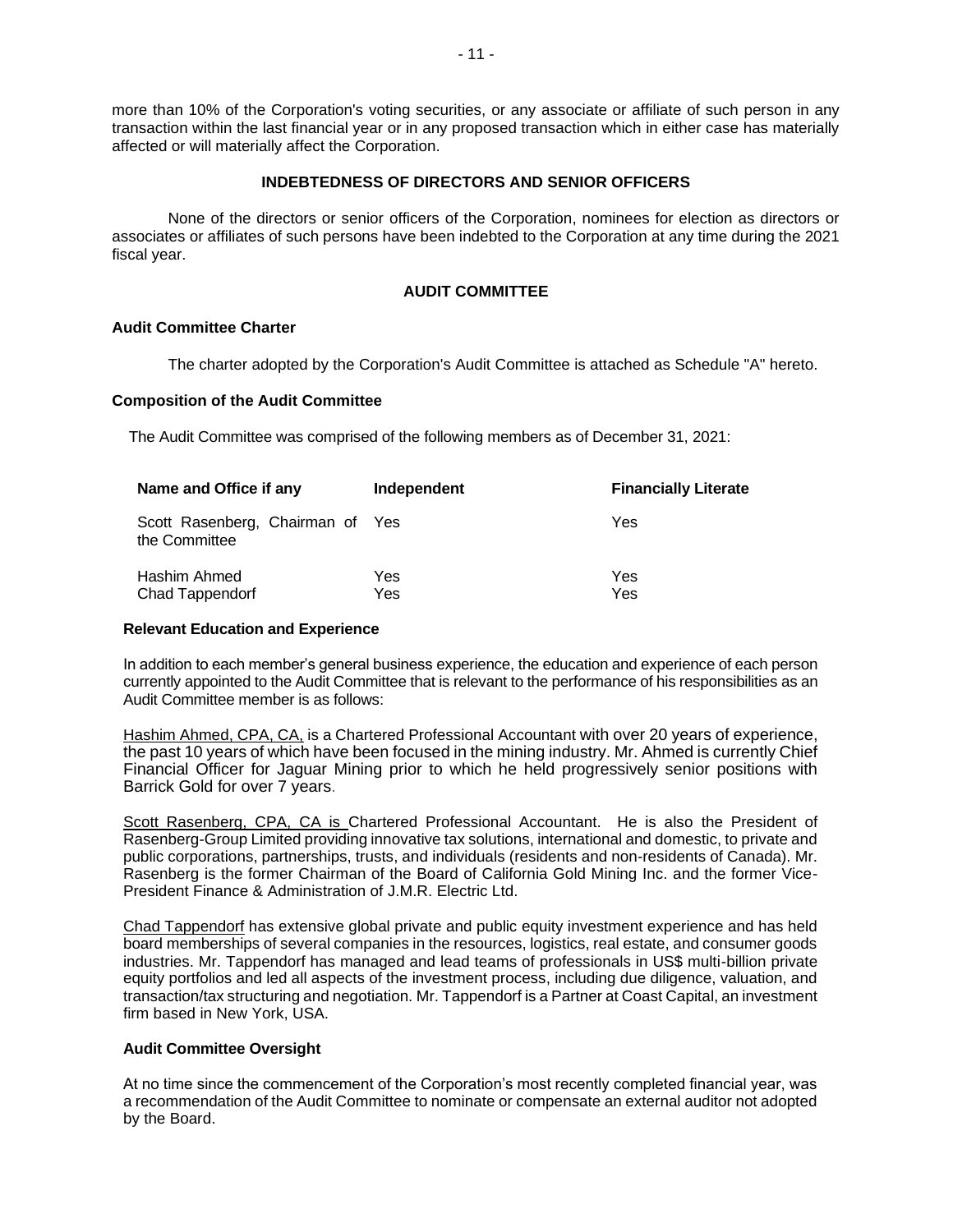more than 10% of the Corporation's voting securities, or any associate or affiliate of such person in any transaction within the last financial year or in any proposed transaction which in either case has materially affected or will materially affect the Corporation.

## INDEBTEDNESS OF DIRECTORS AND SENIOR OFFICERS

None of the directors or senior officers of the Corporation, nominees for election as directors or associates or affiliates of such persons have been indebted to the Corporation at any time during the 2021 fiscal year.

## AUDIT COMMITTEE

### Audit Committee Charter

The charter adopted by the Corporation's Audit Committee is attached as Schedule "A" hereto.

### Composition of the Audit Committee

The Audit Committee was comprised of the following members as of December 31, 2021:

| Name and Office if any | Independent | Financially Literate |
|---|---|---|
| Scott Rasenberg, Chairman of the Committee | Yes | Yes |
| Hashim Ahmed | Yes | Yes |
| Chad Tappendorf | Yes | Yes |

### Relevant Education and Experience

In addition to each member's general business experience, the education and experience of each person currently appointed to the Audit Committee that is relevant to the performance of his responsibilities as an Audit Committee member is as follows:

Hashim Ahmed, CPA, CA, is a Chartered Professional Accountant with over 20 years of experience, the past 10 years of which have been focused in the mining industry. Mr. Ahmed is currently Chief Financial Officer for Jaguar Mining prior to which he held progressively senior positions with Barrick Gold for over 7 years.

Scott Rasenberg, CPA, CA is Chartered Professional Accountant. He is also the President of Rasenberg-Group Limited providing innovative tax solutions, international and domestic, to private and public corporations, partnerships, trusts, and individuals (residents and non-residents of Canada). Mr. Rasenberg is the former Chairman of the Board of California Gold Mining Inc. and the former Vice-President Finance & Administration of J.M.R. Electric Ltd.

Chad Tappendorf has extensive global private and public equity investment experience and has held board memberships of several companies in the resources, logistics, real estate, and consumer goods industries. Mr. Tappendorf has managed and lead teams of professionals in US$ multi-billion private equity portfolios and led all aspects of the investment process, including due diligence, valuation, and transaction/tax structuring and negotiation. Mr. Tappendorf is a Partner at Coast Capital, an investment firm based in New York, USA.

### Audit Committee Oversight

At no time since the commencement of the Corporation's most recently completed financial year, was a recommendation of the Audit Committee to nominate or compensate an external auditor not adopted by the Board.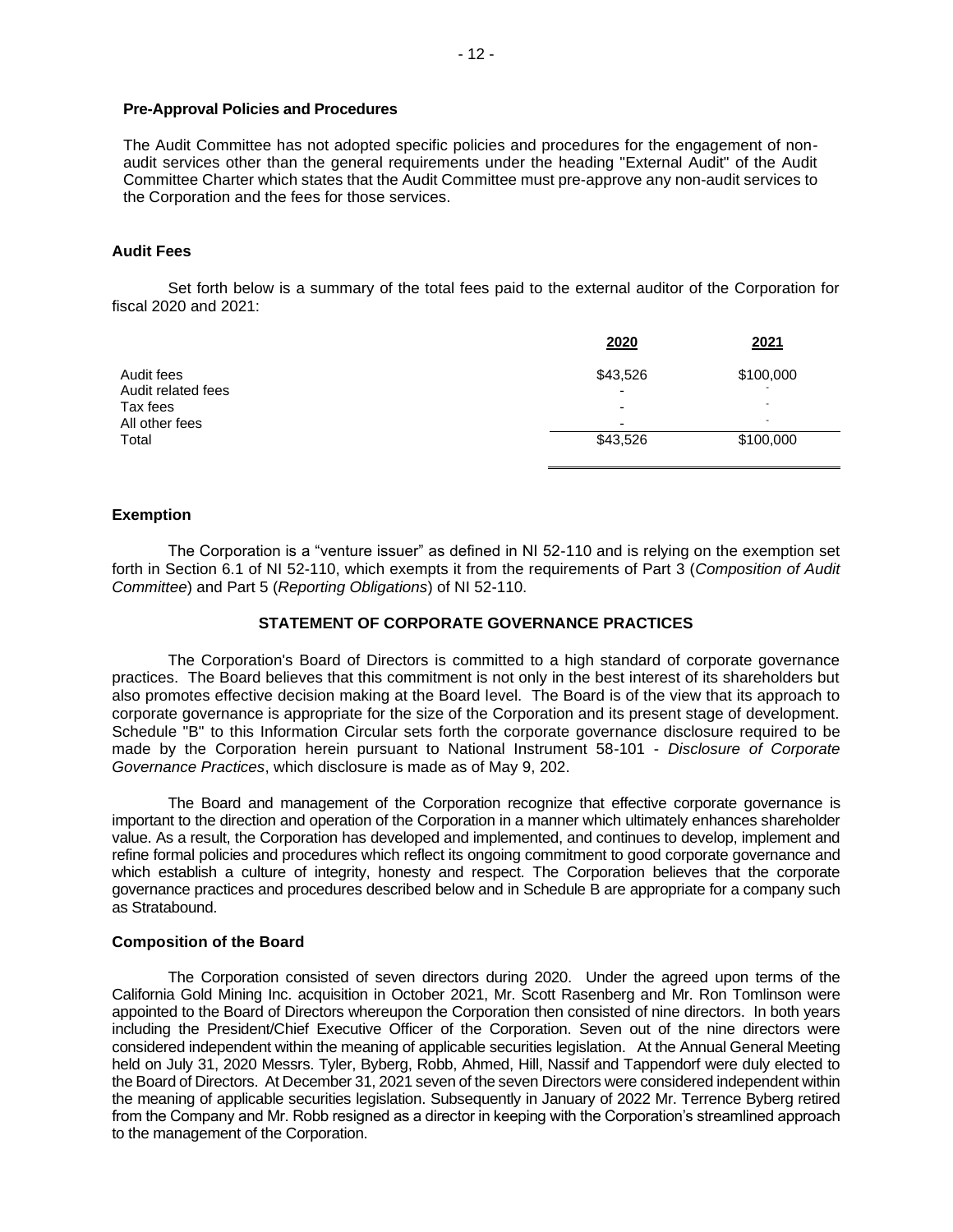### Pre-Approval Policies and Procedures

The Audit Committee has not adopted specific policies and procedures for the engagement of non-audit services other than the general requirements under the heading "External Audit" of the Audit Committee Charter which states that the Audit Committee must pre-approve any non-audit services to the Corporation and the fees for those services.

### Audit Fees

Set forth below is a summary of the total fees paid to the external auditor of the Corporation for fiscal 2020 and 2021:

| | 2020 | 2021 |
|---|---|---|
| Audit fees | $43,526 | $100,000 |
| Audit related fees | - | - |
| Tax fees | - | - |
| All other fees | - | - |
| Total | $43,526 | $100,000 |

### Exemption

The Corporation is a "venture issuer" as defined in NI 52-110 and is relying on the exemption set forth in Section 6.1 of NI 52-110, which exempts it from the requirements of Part 3 (*Composition of Audit Committee*) and Part 5 (*Reporting Obligations*) of NI 52-110.

## STATEMENT OF CORPORATE GOVERNANCE PRACTICES

The Corporation's Board of Directors is committed to a high standard of corporate governance practices. The Board believes that this commitment is not only in the best interest of its shareholders but also promotes effective decision making at the Board level. The Board is of the view that its approach to corporate governance is appropriate for the size of the Corporation and its present stage of development. Schedule "B" to this Information Circular sets forth the corporate governance disclosure required to be made by the Corporation herein pursuant to National Instrument 58-101 - *Disclosure of Corporate Governance Practices*, which disclosure is made as of May 9, 202.

The Board and management of the Corporation recognize that effective corporate governance is important to the direction and operation of the Corporation in a manner which ultimately enhances shareholder value. As a result, the Corporation has developed and implemented, and continues to develop, implement and refine formal policies and procedures which reflect its ongoing commitment to good corporate governance and which establish a culture of integrity, honesty and respect. The Corporation believes that the corporate governance practices and procedures described below and in Schedule B are appropriate for a company such as Stratabound.

### Composition of the Board

The Corporation consisted of seven directors during 2020. Under the agreed upon terms of the California Gold Mining Inc. acquisition in October 2021, Mr. Scott Rasenberg and Mr. Ron Tomlinson were appointed to the Board of Directors whereupon the Corporation then consisted of nine directors. In both years including the President/Chief Executive Officer of the Corporation. Seven out of the nine directors were considered independent within the meaning of applicable securities legislation. At the Annual General Meeting held on July 31, 2020 Messrs. Tyler, Byberg, Robb, Ahmed, Hill, Nassif and Tappendorf were duly elected to the Board of Directors. At December 31, 2021 seven of the seven Directors were considered independent within the meaning of applicable securities legislation. Subsequently in January of 2022 Mr. Terrence Byberg retired from the Company and Mr. Robb resigned as a director in keeping with the Corporation's streamlined approach to the management of the Corporation.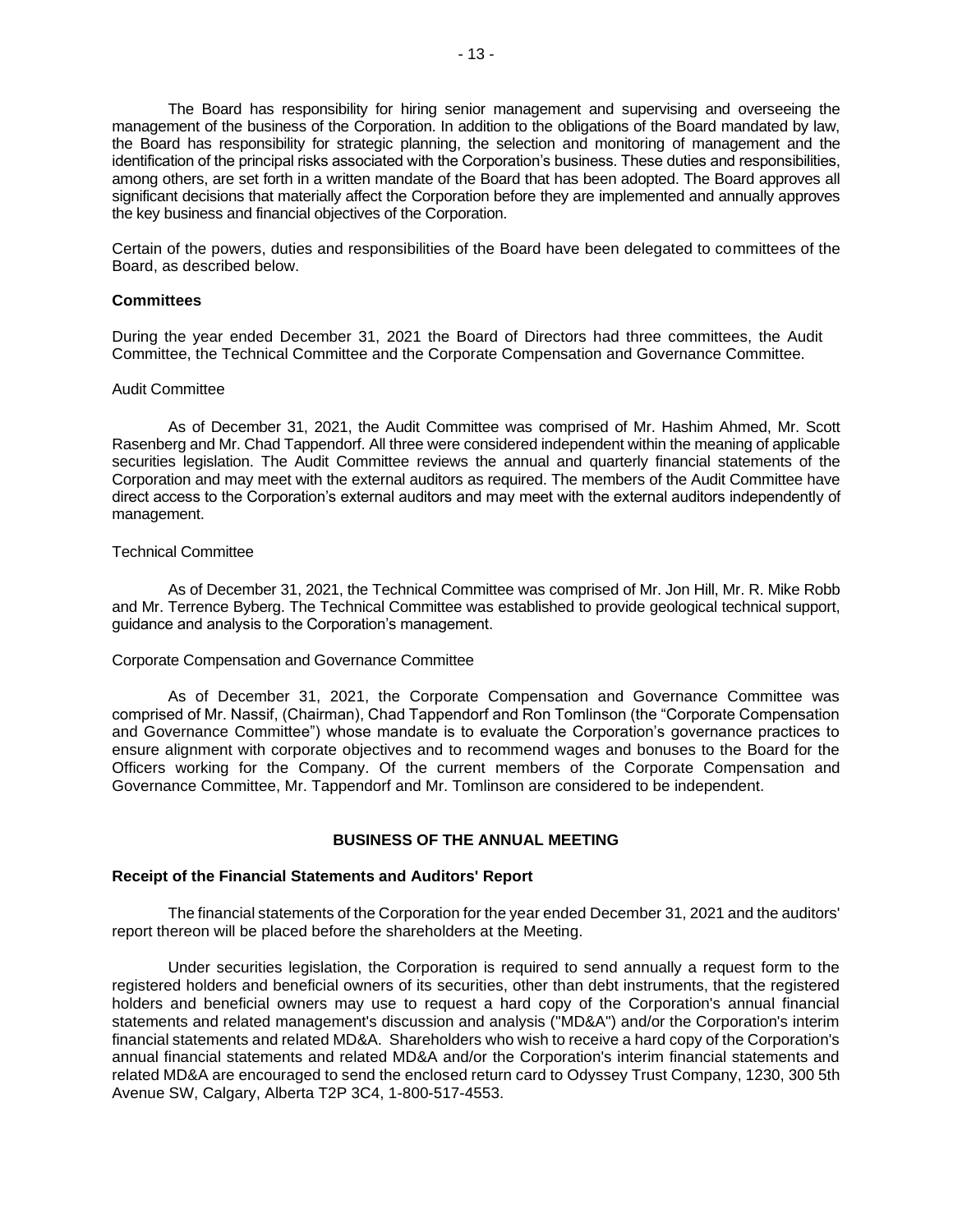The Board has responsibility for hiring senior management and supervising and overseeing the management of the business of the Corporation. In addition to the obligations of the Board mandated by law, the Board has responsibility for strategic planning, the selection and monitoring of management and the identification of the principal risks associated with the Corporation's business. These duties and responsibilities, among others, are set forth in a written mandate of the Board that has been adopted. The Board approves all significant decisions that materially affect the Corporation before they are implemented and annually approves the key business and financial objectives of the Corporation.

Certain of the powers, duties and responsibilities of the Board have been delegated to committees of the Board, as described below.

**Committees**

During the year ended December 31, 2021 the Board of Directors had three committees, the Audit Committee, the Technical Committee and the Corporate Compensation and Governance Committee.

Audit Committee

As of December 31, 2021, the Audit Committee was comprised of Mr. Hashim Ahmed, Mr. Scott Rasenberg and Mr. Chad Tappendorf. All three were considered independent within the meaning of applicable securities legislation. The Audit Committee reviews the annual and quarterly financial statements of the Corporation and may meet with the external auditors as required. The members of the Audit Committee have direct access to the Corporation's external auditors and may meet with the external auditors independently of management.

Technical Committee

As of December 31, 2021, the Technical Committee was comprised of Mr. Jon Hill, Mr. R. Mike Robb and Mr. Terrence Byberg. The Technical Committee was established to provide geological technical support, guidance and analysis to the Corporation's management.

Corporate Compensation and Governance Committee

As of December 31, 2021, the Corporate Compensation and Governance Committee was comprised of Mr. Nassif, (Chairman), Chad Tappendorf and Ron Tomlinson (the "Corporate Compensation and Governance Committee") whose mandate is to evaluate the Corporation's governance practices to ensure alignment with corporate objectives and to recommend wages and bonuses to the Board for the Officers working for the Company. Of the current members of the Corporate Compensation and Governance Committee, Mr. Tappendorf and Mr. Tomlinson are considered to be independent.

## BUSINESS OF THE ANNUAL MEETING

**Receipt of the Financial Statements and Auditors' Report**

The financial statements of the Corporation for the year ended December 31, 2021 and the auditors' report thereon will be placed before the shareholders at the Meeting.

Under securities legislation, the Corporation is required to send annually a request form to the registered holders and beneficial owners of its securities, other than debt instruments, that the registered holders and beneficial owners may use to request a hard copy of the Corporation's annual financial statements and related management's discussion and analysis ("MD&A") and/or the Corporation's interim financial statements and related MD&A. Shareholders who wish to receive a hard copy of the Corporation's annual financial statements and related MD&A and/or the Corporation's interim financial statements and related MD&A are encouraged to send the enclosed return card to Odyssey Trust Company, 1230, 300 5th Avenue SW, Calgary, Alberta T2P 3C4, 1-800-517-4553.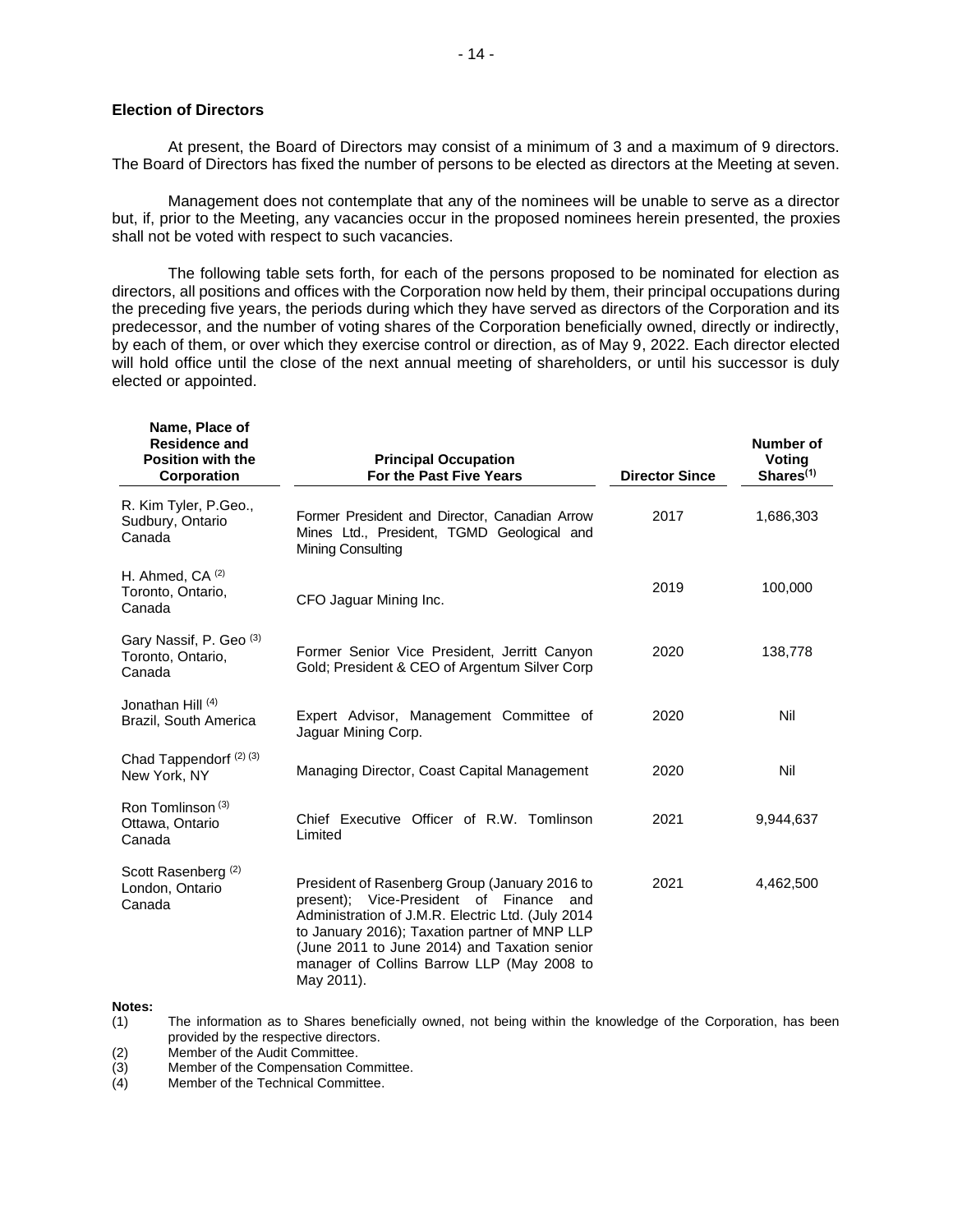## Election of Directors

At present, the Board of Directors may consist of a minimum of 3 and a maximum of 9 directors. The Board of Directors has fixed the number of persons to be elected as directors at the Meeting at seven.

Management does not contemplate that any of the nominees will be unable to serve as a director but, if, prior to the Meeting, any vacancies occur in the proposed nominees herein presented, the proxies shall not be voted with respect to such vacancies.

The following table sets forth, for each of the persons proposed to be nominated for election as directors, all positions and offices with the Corporation now held by them, their principal occupations during the preceding five years, the periods during which they have served as directors of the Corporation and its predecessor, and the number of voting shares of the Corporation beneficially owned, directly or indirectly, by each of them, or over which they exercise control or direction, as of May 9, 2022. Each director elected will hold office until the close of the next annual meeting of shareholders, or until his successor is duly elected or appointed.

| Name, Place of Residence and Position with the Corporation | Principal Occupation For the Past Five Years | Director Since | Number of Voting Shares[(1)] |
|---|---|---|---|
| R. Kim Tyler, P.Geo., Sudbury, Ontario Canada | Former President and Director, Canadian Arrow Mines Ltd., President, TGMD Geological and Mining Consulting | 2017 | 1,686,303 |
| H. Ahmed, CA [(2)] Toronto, Ontario, Canada | CFO Jaguar Mining Inc. | 2019 | 100,000 |
| Gary Nassif, P. Geo [(3)] Toronto, Ontario, Canada | Former Senior Vice President, Jerritt Canyon Gold; President & CEO of Argentum Silver Corp | 2020 | 138,778 |
| Jonathan Hill [(4)] Brazil, South America | Expert Advisor, Management Committee of Jaguar Mining Corp. | 2020 | Nil |
| Chad Tappendorf [(2) (3)] New York, NY | Managing Director, Coast Capital Management | 2020 | Nil |
| Ron Tomlinson [(3)] Ottawa, Ontario Canada | Chief Executive Officer of R.W. Tomlinson Limited | 2021 | 9,944,637 |
| Scott Rasenberg [(2)] London, Ontario Canada | President of Rasenberg Group (January 2016 to present); Vice-President of Finance and Administration of J.M.R. Electric Ltd. (July 2014 to January 2016); Taxation partner of MNP LLP (June 2011 to June 2014) and Taxation senior manager of Collins Barrow LLP (May 2008 to May 2011). | 2021 | 4,462,500 |

**Notes:**

(1) The information as to Shares beneficially owned, not being within the knowledge of the Corporation, has been provided by the respective directors.

(2) Member of the Audit Committee.

(3) Member of the Compensation Committee.

(4) Member of the Technical Committee.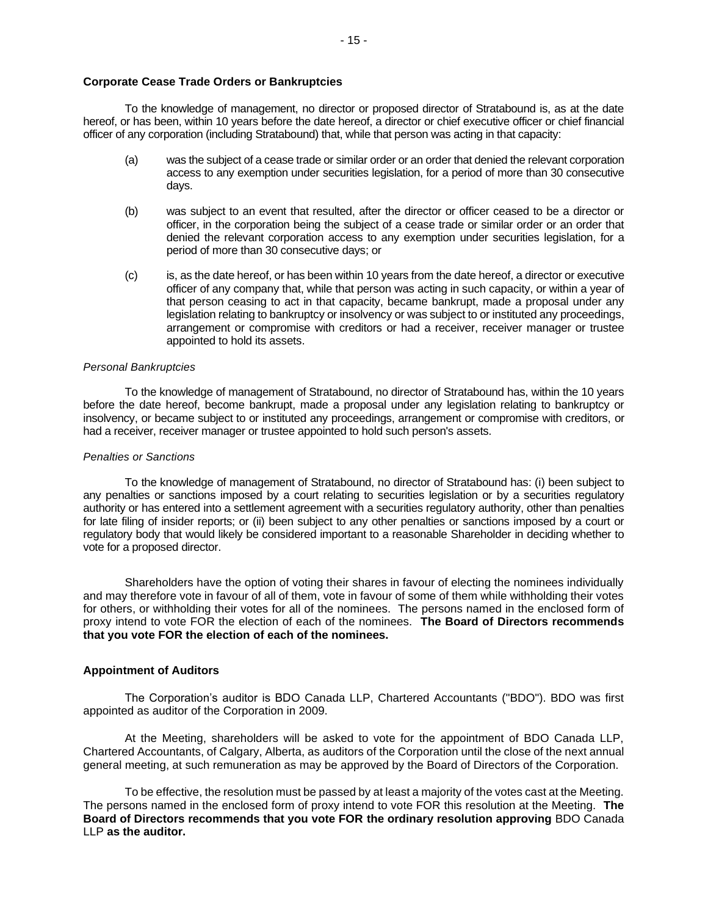### Corporate Cease Trade Orders or Bankruptcies

To the knowledge of management, no director or proposed director of Stratabound is, as at the date hereof, or has been, within 10 years before the date hereof, a director or chief executive officer or chief financial officer of any corporation (including Stratabound) that, while that person was acting in that capacity:

(a) was the subject of a cease trade or similar order or an order that denied the relevant corporation access to any exemption under securities legislation, for a period of more than 30 consecutive days.

(b) was subject to an event that resulted, after the director or officer ceased to be a director or officer, in the corporation being the subject of a cease trade or similar order or an order that denied the relevant corporation access to any exemption under securities legislation, for a period of more than 30 consecutive days; or

(c) is, as the date hereof, or has been within 10 years from the date hereof, a director or executive officer of any company that, while that person was acting in such capacity, or within a year of that person ceasing to act in that capacity, became bankrupt, made a proposal under any legislation relating to bankruptcy or insolvency or was subject to or instituted any proceedings, arrangement or compromise with creditors or had a receiver, receiver manager or trustee appointed to hold its assets.

*Personal Bankruptcies*

To the knowledge of management of Stratabound, no director of Stratabound has, within the 10 years before the date hereof, become bankrupt, made a proposal under any legislation relating to bankruptcy or insolvency, or became subject to or instituted any proceedings, arrangement or compromise with creditors, or had a receiver, receiver manager or trustee appointed to hold such person's assets.

*Penalties or Sanctions*

To the knowledge of management of Stratabound, no director of Stratabound has: (i) been subject to any penalties or sanctions imposed by a court relating to securities legislation or by a securities regulatory authority or has entered into a settlement agreement with a securities regulatory authority, other than penalties for late filing of insider reports; or (ii) been subject to any other penalties or sanctions imposed by a court or regulatory body that would likely be considered important to a reasonable Shareholder in deciding whether to vote for a proposed director.

Shareholders have the option of voting their shares in favour of electing the nominees individually and may therefore vote in favour of all of them, vote in favour of some of them while withholding their votes for others, or withholding their votes for all of the nominees. The persons named in the enclosed form of proxy intend to vote FOR the election of each of the nominees. **The Board of Directors recommends that you vote FOR the election of each of the nominees.**

### Appointment of Auditors

The Corporation's auditor is BDO Canada LLP, Chartered Accountants ("BDO"). BDO was first appointed as auditor of the Corporation in 2009.

At the Meeting, shareholders will be asked to vote for the appointment of BDO Canada LLP, Chartered Accountants, of Calgary, Alberta, as auditors of the Corporation until the close of the next annual general meeting, at such remuneration as may be approved by the Board of Directors of the Corporation.

To be effective, the resolution must be passed by at least a majority of the votes cast at the Meeting. The persons named in the enclosed form of proxy intend to vote FOR this resolution at the Meeting. **The Board of Directors recommends that you vote FOR the ordinary resolution approving** BDO Canada LLP **as the auditor.**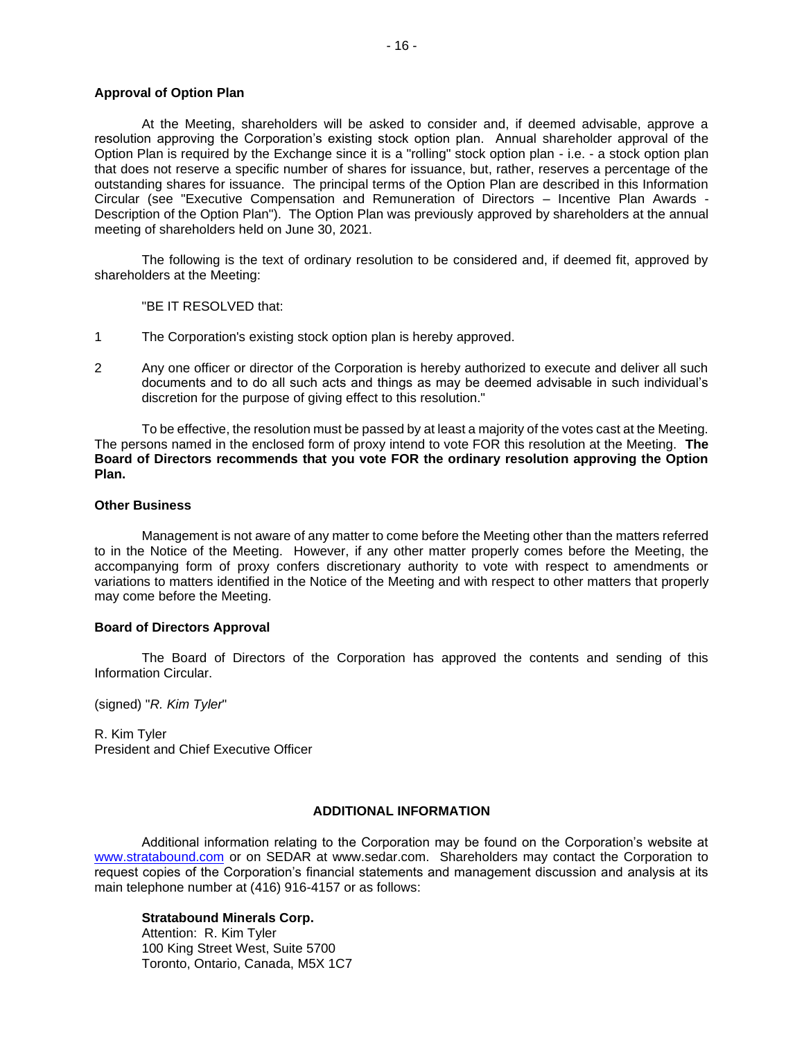**Approval of Option Plan**

At the Meeting, shareholders will be asked to consider and, if deemed advisable, approve a resolution approving the Corporation's existing stock option plan. Annual shareholder approval of the Option Plan is required by the Exchange since it is a "rolling" stock option plan - i.e. - a stock option plan that does not reserve a specific number of shares for issuance, but, rather, reserves a percentage of the outstanding shares for issuance. The principal terms of the Option Plan are described in this Information Circular (see "Executive Compensation and Remuneration of Directors – Incentive Plan Awards - Description of the Option Plan"). The Option Plan was previously approved by shareholders at the annual meeting of shareholders held on June 30, 2021.

The following is the text of ordinary resolution to be considered and, if deemed fit, approved by shareholders at the Meeting:

"BE IT RESOLVED that:

1 The Corporation's existing stock option plan is hereby approved.

2 Any one officer or director of the Corporation is hereby authorized to execute and deliver all such documents and to do all such acts and things as may be deemed advisable in such individual's discretion for the purpose of giving effect to this resolution."

To be effective, the resolution must be passed by at least a majority of the votes cast at the Meeting. The persons named in the enclosed form of proxy intend to vote FOR this resolution at the Meeting. **The Board of Directors recommends that you vote FOR the ordinary resolution approving the Option Plan.**

**Other Business**

Management is not aware of any matter to come before the Meeting other than the matters referred to in the Notice of the Meeting. However, if any other matter properly comes before the Meeting, the accompanying form of proxy confers discretionary authority to vote with respect to amendments or variations to matters identified in the Notice of the Meeting and with respect to other matters that properly may come before the Meeting.

**Board of Directors Approval**

The Board of Directors of the Corporation has approved the contents and sending of this Information Circular.

(signed) "*R. Kim Tyler*"

R. Kim Tyler
President and Chief Executive Officer

## ADDITIONAL INFORMATION

Additional information relating to the Corporation may be found on the Corporation's website at www.stratabound.com or on SEDAR at www.sedar.com. Shareholders may contact the Corporation to request copies of the Corporation's financial statements and management discussion and analysis at its main telephone number at (416) 916-4157 or as follows:

**Stratabound Minerals Corp.**
Attention: R. Kim Tyler
100 King Street West, Suite 5700
Toronto, Ontario, Canada, M5X 1C7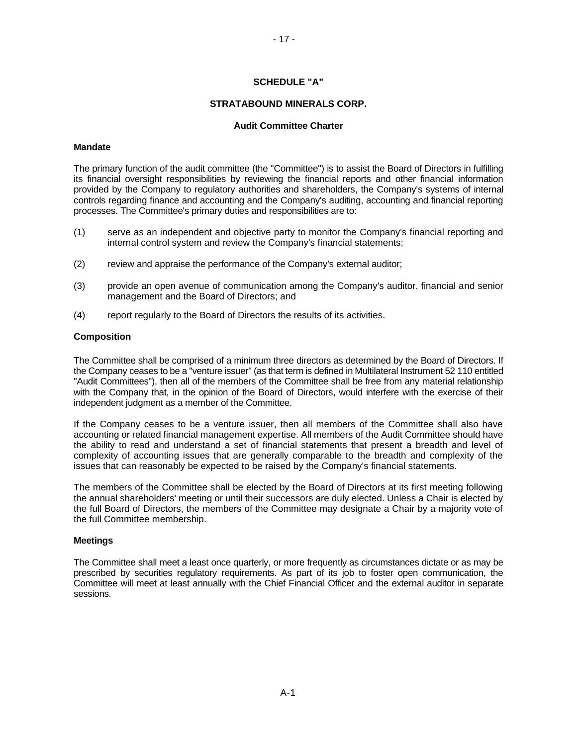# SCHEDULE "A"

## STRATABOUND MINERALS CORP.

### Audit Committee Charter

**Mandate**

The primary function of the audit committee (the "Committee") is to assist the Board of Directors in fulfilling its financial oversight responsibilities by reviewing the financial reports and other financial information provided by the Company to regulatory authorities and shareholders, the Company's systems of internal controls regarding finance and accounting and the Company's auditing, accounting and financial reporting processes. The Committee's primary duties and responsibilities are to:

(1) serve as an independent and objective party to monitor the Company's financial reporting and internal control system and review the Company's financial statements;

(2) review and appraise the performance of the Company's external auditor;

(3) provide an open avenue of communication among the Company's auditor, financial and senior management and the Board of Directors; and

(4) report regularly to the Board of Directors the results of its activities.

**Composition**

The Committee shall be comprised of a minimum three directors as determined by the Board of Directors. If the Company ceases to be a "venture issuer" (as that term is defined in Multilateral Instrument 52 110 entitled "Audit Committees"), then all of the members of the Committee shall be free from any material relationship with the Company that, in the opinion of the Board of Directors, would interfere with the exercise of their independent judgment as a member of the Committee.

If the Company ceases to be a venture issuer, then all members of the Committee shall also have accounting or related financial management expertise. All members of the Audit Committee should have the ability to read and understand a set of financial statements that present a breadth and level of complexity of accounting issues that are generally comparable to the breadth and complexity of the issues that can reasonably be expected to be raised by the Company's financial statements.

The members of the Committee shall be elected by the Board of Directors at its first meeting following the annual shareholders' meeting or until their successors are duly elected. Unless a Chair is elected by the full Board of Directors, the members of the Committee may designate a Chair by a majority vote of the full Committee membership.

**Meetings**

The Committee shall meet a least once quarterly, or more frequently as circumstances dictate or as may be prescribed by securities regulatory requirements. As part of its job to foster open communication, the Committee will meet at least annually with the Chief Financial Officer and the external auditor in separate sessions.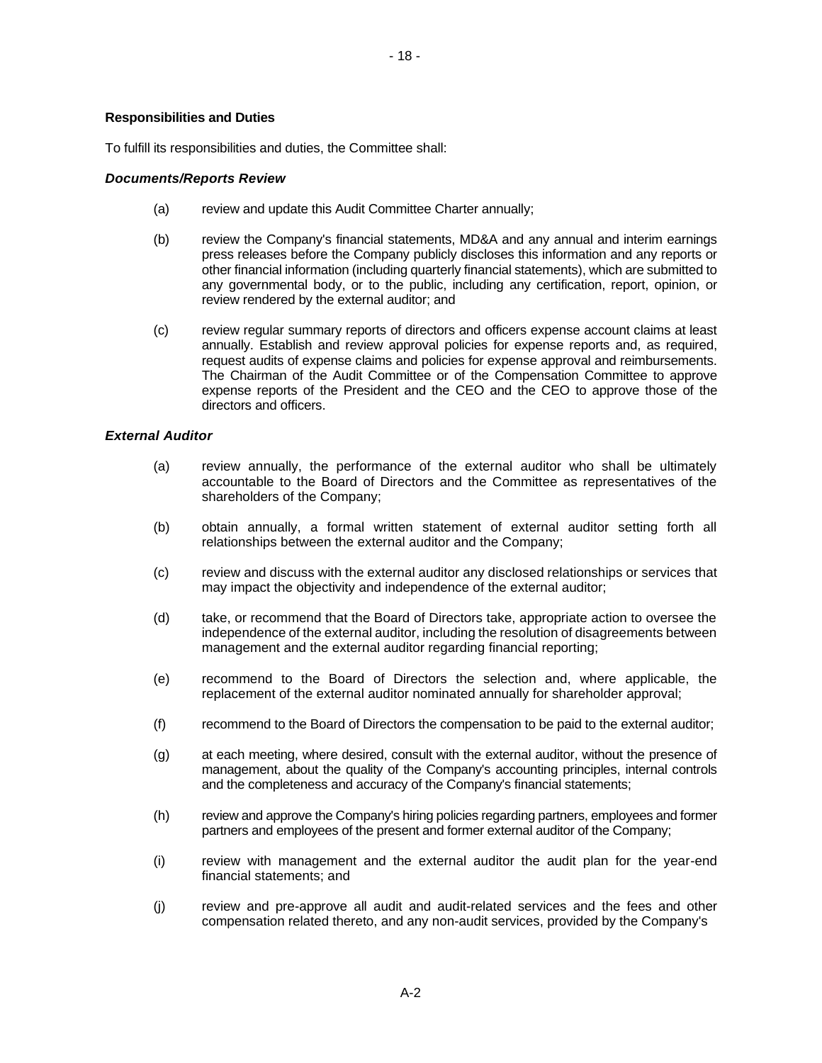**Responsibilities and Duties**

To fulfill its responsibilities and duties, the Committee shall:

***Documents/Reports Review***

(a) review and update this Audit Committee Charter annually;

(b) review the Company's financial statements, MD&A and any annual and interim earnings press releases before the Company publicly discloses this information and any reports or other financial information (including quarterly financial statements), which are submitted to any governmental body, or to the public, including any certification, report, opinion, or review rendered by the external auditor; and

(c) review regular summary reports of directors and officers expense account claims at least annually. Establish and review approval policies for expense reports and, as required, request audits of expense claims and policies for expense approval and reimbursements. The Chairman of the Audit Committee or of the Compensation Committee to approve expense reports of the President and the CEO and the CEO to approve those of the directors and officers.

***External Auditor***

(a) review annually, the performance of the external auditor who shall be ultimately accountable to the Board of Directors and the Committee as representatives of the shareholders of the Company;

(b) obtain annually, a formal written statement of external auditor setting forth all relationships between the external auditor and the Company;

(c) review and discuss with the external auditor any disclosed relationships or services that may impact the objectivity and independence of the external auditor;

(d) take, or recommend that the Board of Directors take, appropriate action to oversee the independence of the external auditor, including the resolution of disagreements between management and the external auditor regarding financial reporting;

(e) recommend to the Board of Directors the selection and, where applicable, the replacement of the external auditor nominated annually for shareholder approval;

(f) recommend to the Board of Directors the compensation to be paid to the external auditor;

(g) at each meeting, where desired, consult with the external auditor, without the presence of management, about the quality of the Company's accounting principles, internal controls and the completeness and accuracy of the Company's financial statements;

(h) review and approve the Company's hiring policies regarding partners, employees and former partners and employees of the present and former external auditor of the Company;

(i) review with management and the external auditor the audit plan for the year-end financial statements; and

(j) review and pre-approve all audit and audit-related services and the fees and other compensation related thereto, and any non-audit services, provided by the Company's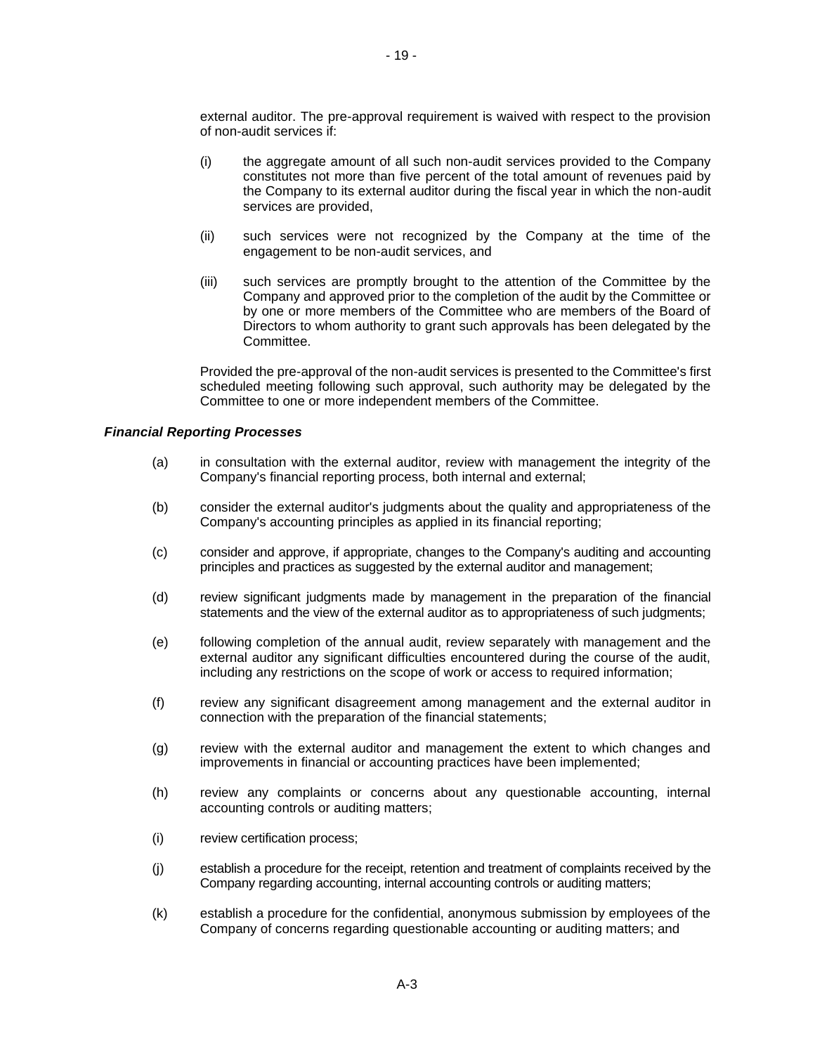external auditor. The pre-approval requirement is waived with respect to the provision of non-audit services if:

(i) the aggregate amount of all such non-audit services provided to the Company constitutes not more than five percent of the total amount of revenues paid by the Company to its external auditor during the fiscal year in which the non-audit services are provided,

(ii) such services were not recognized by the Company at the time of the engagement to be non-audit services, and

(iii) such services are promptly brought to the attention of the Committee by the Company and approved prior to the completion of the audit by the Committee or by one or more members of the Committee who are members of the Board of Directors to whom authority to grant such approvals has been delegated by the Committee.

Provided the pre-approval of the non-audit services is presented to the Committee's first scheduled meeting following such approval, such authority may be delegated by the Committee to one or more independent members of the Committee.

***Financial Reporting Processes***

(a) in consultation with the external auditor, review with management the integrity of the Company's financial reporting process, both internal and external;

(b) consider the external auditor's judgments about the quality and appropriateness of the Company's accounting principles as applied in its financial reporting;

(c) consider and approve, if appropriate, changes to the Company's auditing and accounting principles and practices as suggested by the external auditor and management;

(d) review significant judgments made by management in the preparation of the financial statements and the view of the external auditor as to appropriateness of such judgments;

(e) following completion of the annual audit, review separately with management and the external auditor any significant difficulties encountered during the course of the audit, including any restrictions on the scope of work or access to required information;

(f) review any significant disagreement among management and the external auditor in connection with the preparation of the financial statements;

(g) review with the external auditor and management the extent to which changes and improvements in financial or accounting practices have been implemented;

(h) review any complaints or concerns about any questionable accounting, internal accounting controls or auditing matters;

(i) review certification process;

(j) establish a procedure for the receipt, retention and treatment of complaints received by the Company regarding accounting, internal accounting controls or auditing matters;

(k) establish a procedure for the confidential, anonymous submission by employees of the Company of concerns regarding questionable accounting or auditing matters; and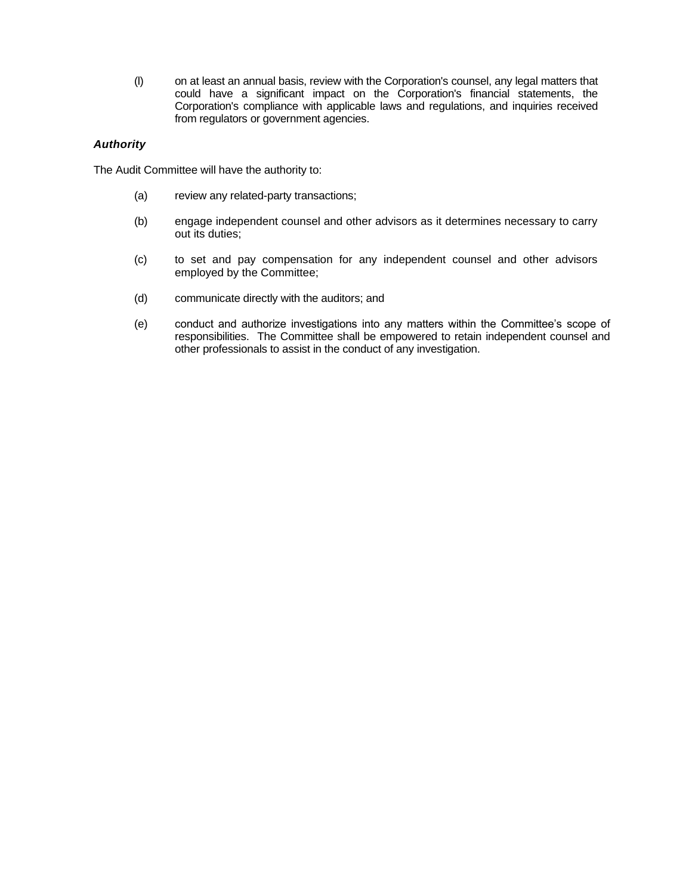(l) on at least an annual basis, review with the Corporation's counsel, any legal matters that could have a significant impact on the Corporation's financial statements, the Corporation's compliance with applicable laws and regulations, and inquiries received from regulators or government agencies.

***Authority***

The Audit Committee will have the authority to:

(a) review any related-party transactions;

(b) engage independent counsel and other advisors as it determines necessary to carry out its duties;

(c) to set and pay compensation for any independent counsel and other advisors employed by the Committee;

(d) communicate directly with the auditors; and

(e) conduct and authorize investigations into any matters within the Committee's scope of responsibilities. The Committee shall be empowered to retain independent counsel and other professionals to assist in the conduct of any investigation.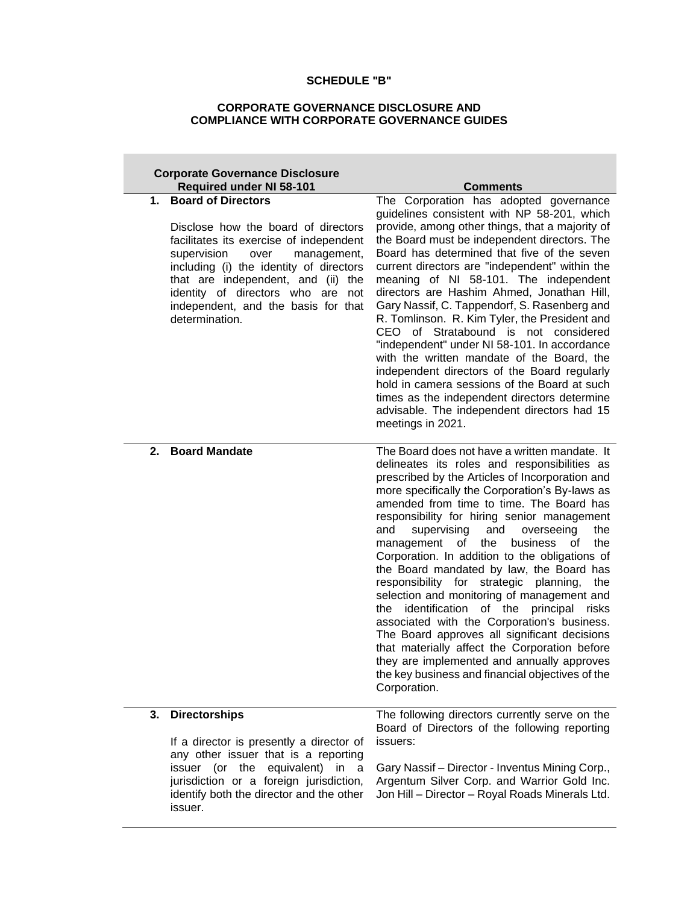**SCHEDULE "B"**

**CORPORATE GOVERNANCE DISCLOSURE AND COMPLIANCE WITH CORPORATE GOVERNANCE GUIDES**

| Corporate Governance Disclosure Required under NI 58-101 | Comments |
|---|---|
| **1. Board of Directors**<br><br>Disclose how the board of directors facilitates its exercise of independent supervision over management, including (i) the identity of directors that are independent, and (ii) the identity of directors who are not independent, and the basis for that determination. | The Corporation has adopted governance guidelines consistent with NP 58-201, which provide, among other things, that a majority of the Board must be independent directors. The Board has determined that five of the seven current directors are "independent" within the meaning of NI 58-101. The independent directors are Hashim Ahmed, Jonathan Hill, Gary Nassif, C. Tappendorf, S. Rasenberg and R. Tomlinson. R. Kim Tyler, the President and CEO of Stratabound is not considered "independent" under NI 58-101. In accordance with the written mandate of the Board, the independent directors of the Board regularly hold in camera sessions of the Board at such times as the independent directors determine advisable. The independent directors had 15 meetings in 2021. |
| **2. Board Mandate** | The Board does not have a written mandate. It delineates its roles and responsibilities as prescribed by the Articles of Incorporation and more specifically the Corporation's By-laws as amended from time to time. The Board has responsibility for hiring senior management and supervising and overseeing the management of the business of the Corporation. In addition to the obligations of the Board mandated by law, the Board has responsibility for strategic planning, the selection and monitoring of management and the identification of the principal risks associated with the Corporation's business. The Board approves all significant decisions that materially affect the Corporation before they are implemented and annually approves the key business and financial objectives of the Corporation. |
| **3. Directorships**<br><br>If a director is presently a director of any other issuer that is a reporting issuer (or the equivalent) in a jurisdiction or a foreign jurisdiction, identify both the director and the other issuer. | The following directors currently serve on the Board of Directors of the following reporting issuers:<br><br>Gary Nassif – Director - Inventus Mining Corp., Argentum Silver Corp. and Warrior Gold Inc.<br>Jon Hill – Director – Royal Roads Minerals Ltd. |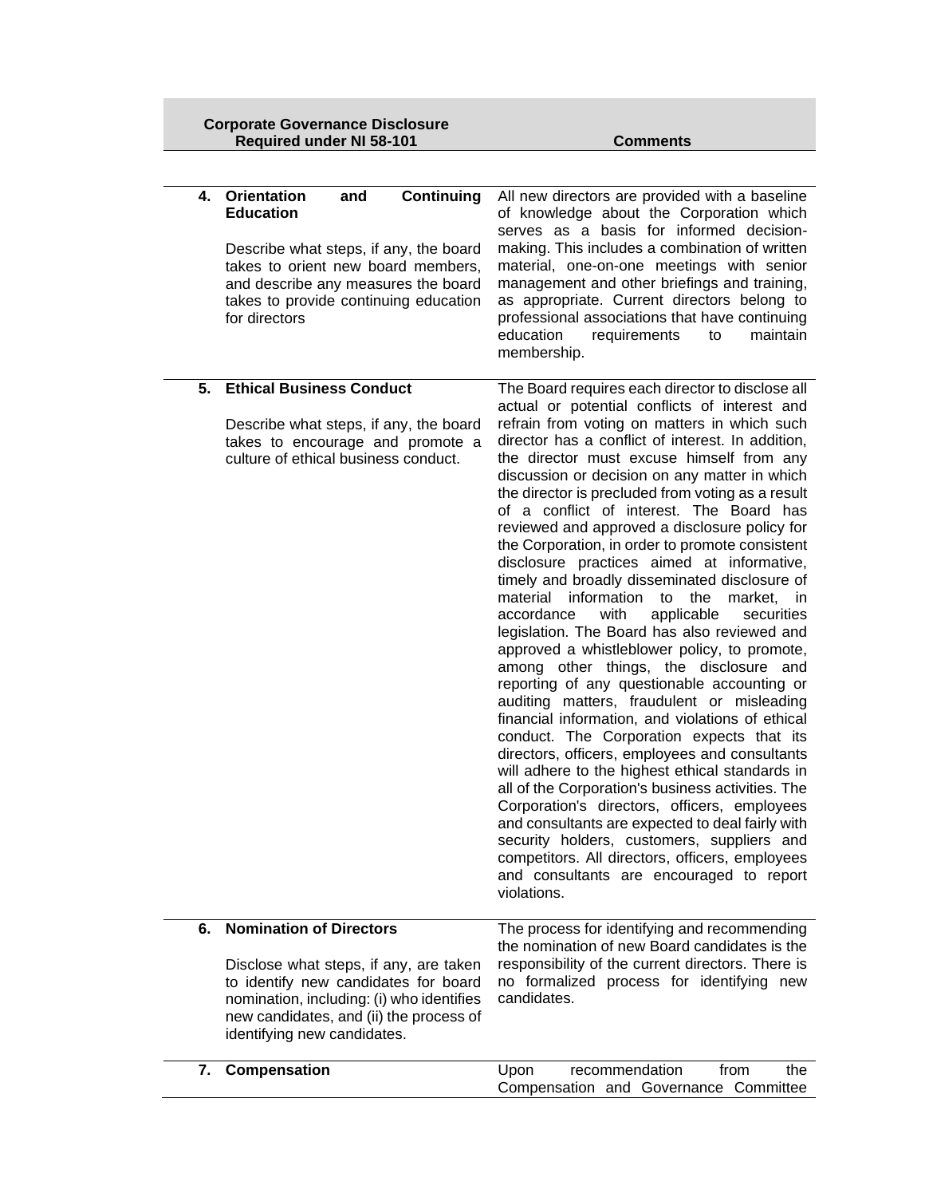| | Corporate Governance Disclosure Required under NI 58-101 | Comments |
|---|---|---|
| **4.** | **Orientation and Continuing Education**<br><br>Describe what steps, if any, the board takes to orient new board members, and describe any measures the board takes to provide continuing education for directors | All new directors are provided with a baseline of knowledge about the Corporation which serves as a basis for informed decision-making. This includes a combination of written material, one-on-one meetings with senior management and other briefings and training, as appropriate. Current directors belong to professional associations that have continuing education requirements to maintain membership. |
| **5.** | **Ethical Business Conduct**<br><br>Describe what steps, if any, the board takes to encourage and promote a culture of ethical business conduct. | The Board requires each director to disclose all actual or potential conflicts of interest and refrain from voting on matters in which such director has a conflict of interest. In addition, the director must excuse himself from any discussion or decision on any matter in which the director is precluded from voting as a result of a conflict of interest. The Board has reviewed and approved a disclosure policy for the Corporation, in order to promote consistent disclosure practices aimed at informative, timely and broadly disseminated disclosure of material information to the market, in accordance with applicable securities legislation. The Board has also reviewed and approved a whistleblower policy, to promote, among other things, the disclosure and reporting of any questionable accounting or auditing matters, fraudulent or misleading financial information, and violations of ethical conduct. The Corporation expects that its directors, officers, employees and consultants will adhere to the highest ethical standards in all of the Corporation's business activities. The Corporation's directors, officers, employees and consultants are expected to deal fairly with security holders, customers, suppliers and competitors. All directors, officers, employees and consultants are encouraged to report violations. |
| **6.** | **Nomination of Directors**<br><br>Disclose what steps, if any, are taken to identify new candidates for board nomination, including: (i) who identifies new candidates, and (ii) the process of identifying new candidates. | The process for identifying and recommending the nomination of new Board candidates is the responsibility of the current directors. There is no formalized process for identifying new candidates. |
| **7.** | **Compensation** | Upon recommendation from the Compensation and Governance Committee |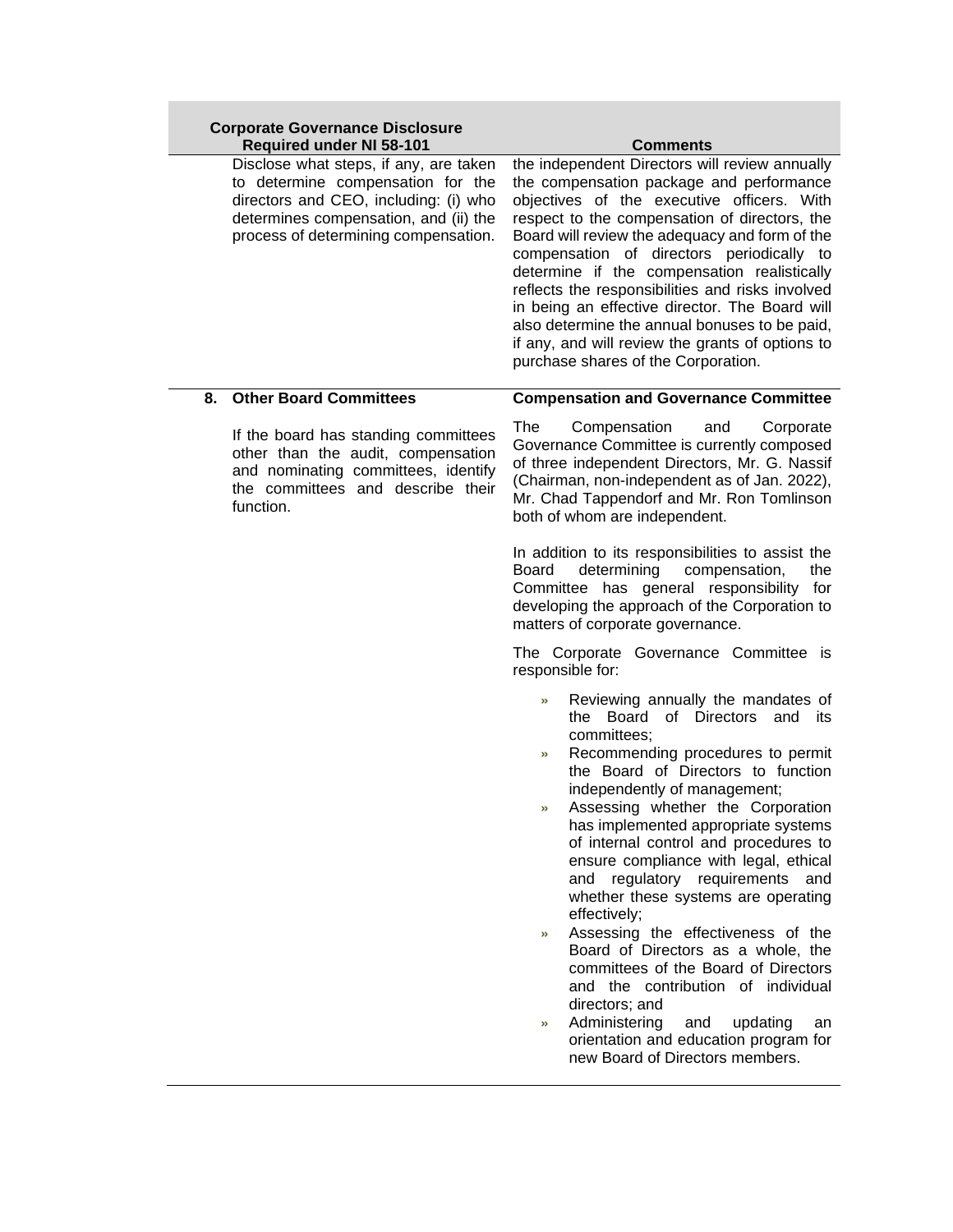| | Corporate Governance Disclosure Required under NI 58-101 | Comments |
|---|---|---|
| | Disclose what steps, if any, are taken to determine compensation for the directors and CEO, including: (i) who determines compensation, and (ii) the process of determining compensation. | the independent Directors will review annually the compensation package and performance objectives of the executive officers. With respect to the compensation of directors, the Board will review the adequacy and form of the compensation of directors periodically to determine if the compensation realistically reflects the responsibilities and risks involved in being an effective director. The Board will also determine the annual bonuses to be paid, if any, and will review the grants of options to purchase shares of the Corporation. |
| **8.** | **Other Board Committees**<br><br>If the board has standing committees other than the audit, compensation and nominating committees, identify the committees and describe their function. | **Compensation and Governance Committee**<br><br>The Compensation and Corporate Governance Committee is currently composed of three independent Directors, Mr. G. Nassif (Chairman, non-independent as of Jan. 2022), Mr. Chad Tappendorf and Mr. Ron Tomlinson both of whom are independent.<br><br>In addition to its responsibilities to assist the Board determining compensation, the Committee has general responsibility for developing the approach of the Corporation to matters of corporate governance.<br><br>The Corporate Governance Committee is responsible for:<br><br>» Reviewing annually the mandates of the Board of Directors and its committees;<br>» Recommending procedures to permit the Board of Directors to function independently of management;<br>» Assessing whether the Corporation has implemented appropriate systems of internal control and procedures to ensure compliance with legal, ethical and regulatory requirements and whether these systems are operating effectively;<br>» Assessing the effectiveness of the Board of Directors as a whole, the committees of the Board of Directors and the contribution of individual directors; and<br>» Administering and updating an orientation and education program for new Board of Directors members. |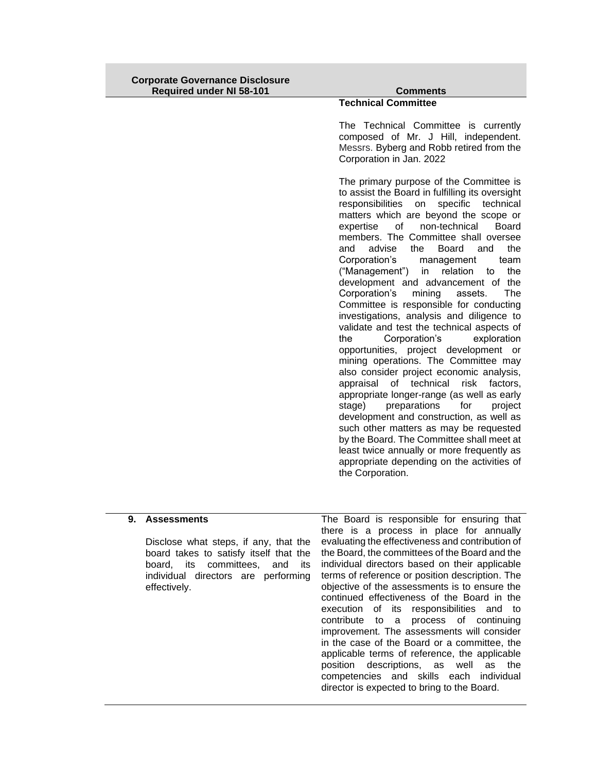| Corporate Governance Disclosure Required under NI 58-101 | Comments |
|---|---|
| | **Technical Committee**<br><br>The Technical Committee is currently composed of Mr. J Hill, independent. Messrs. Byberg and Robb retired from the Corporation in Jan. 2022<br><br>The primary purpose of the Committee is to assist the Board in fulfilling its oversight responsibilities on specific technical matters which are beyond the scope or expertise of non-technical Board members. The Committee shall oversee and advise the Board and the Corporation's management team ("Management") in relation to the development and advancement of the Corporation's mining assets. The Committee is responsible for conducting investigations, analysis and diligence to validate and test the technical aspects of the Corporation's exploration opportunities, project development or mining operations. The Committee may also consider project economic analysis, appraisal of technical risk factors, appropriate longer-range (as well as early stage) preparations for project development and construction, as well as such other matters as may be requested by the Board. The Committee shall meet at least twice annually or more frequently as appropriate depending on the activities of the Corporation. |
| **9. Assessments**<br><br>Disclose what steps, if any, that the board takes to satisfy itself that the board, its committees, and its individual directors are performing effectively. | The Board is responsible for ensuring that there is a process in place for annually evaluating the effectiveness and contribution of the Board, the committees of the Board and the individual directors based on their applicable terms of reference or position description. The objective of the assessments is to ensure the continued effectiveness of the Board in the execution of its responsibilities and to contribute to a process of continuing improvement. The assessments will consider in the case of the Board or a committee, the applicable terms of reference, the applicable position descriptions, as well as the competencies and skills each individual director is expected to bring to the Board. |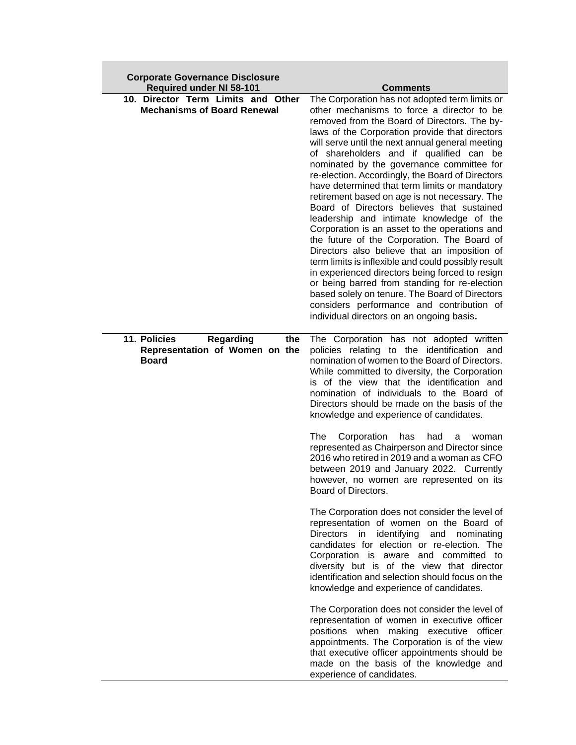| Corporate Governance Disclosure Required under NI 58-101 | Comments |
|---|---|
| **10. Director Term Limits and Other Mechanisms of Board Renewal** | The Corporation has not adopted term limits or other mechanisms to force a director to be removed from the Board of Directors. The by-laws of the Corporation provide that directors will serve until the next annual general meeting of shareholders and if qualified can be nominated by the governance committee for re-election. Accordingly, the Board of Directors have determined that term limits or mandatory retirement based on age is not necessary. The Board of Directors believes that sustained leadership and intimate knowledge of the Corporation is an asset to the operations and the future of the Corporation. The Board of Directors also believe that an imposition of term limits is inflexible and could possibly result in experienced directors being forced to resign or being barred from standing for re-election based solely on tenure. The Board of Directors considers performance and contribution of individual directors on an ongoing basis. |
| **11. Policies Regarding the Representation of Women on the Board** | The Corporation has not adopted written policies relating to the identification and nomination of women to the Board of Directors. While committed to diversity, the Corporation is of the view that the identification and nomination of individuals to the Board of Directors should be made on the basis of the knowledge and experience of candidates.<br><br>The Corporation has had a woman represented as Chairperson and Director since 2016 who retired in 2019 and a woman as CFO between 2019 and January 2022. Currently however, no women are represented on its Board of Directors.<br><br>The Corporation does not consider the level of representation of women on the Board of Directors in identifying and nominating candidates for election or re-election. The Corporation is aware and committed to diversity but is of the view that director identification and selection should focus on the knowledge and experience of candidates.<br><br>The Corporation does not consider the level of representation of women in executive officer positions when making executive officer appointments. The Corporation is of the view that executive officer appointments should be made on the basis of the knowledge and experience of candidates. |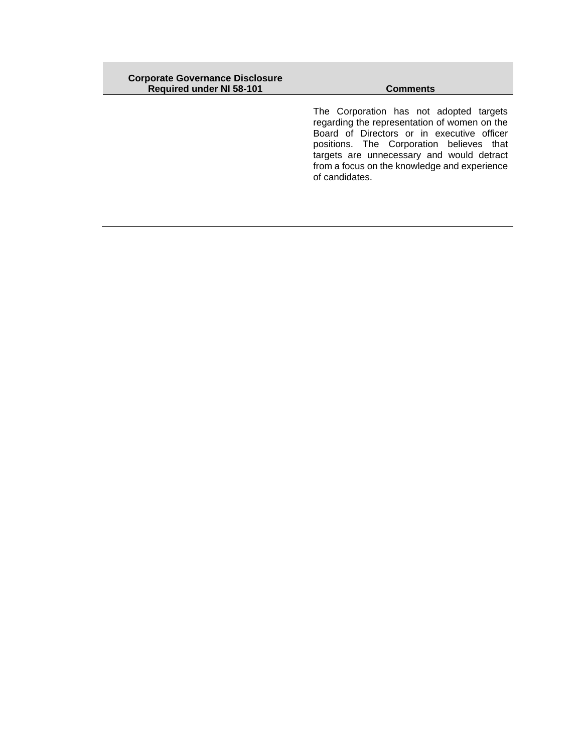| Corporate Governance Disclosure Required under NI 58-101 | Comments |
|---|---|
| | The Corporation has not adopted targets regarding the representation of women on the Board of Directors or in executive officer positions. The Corporation believes that targets are unnecessary and would detract from a focus on the knowledge and experience of candidates. |